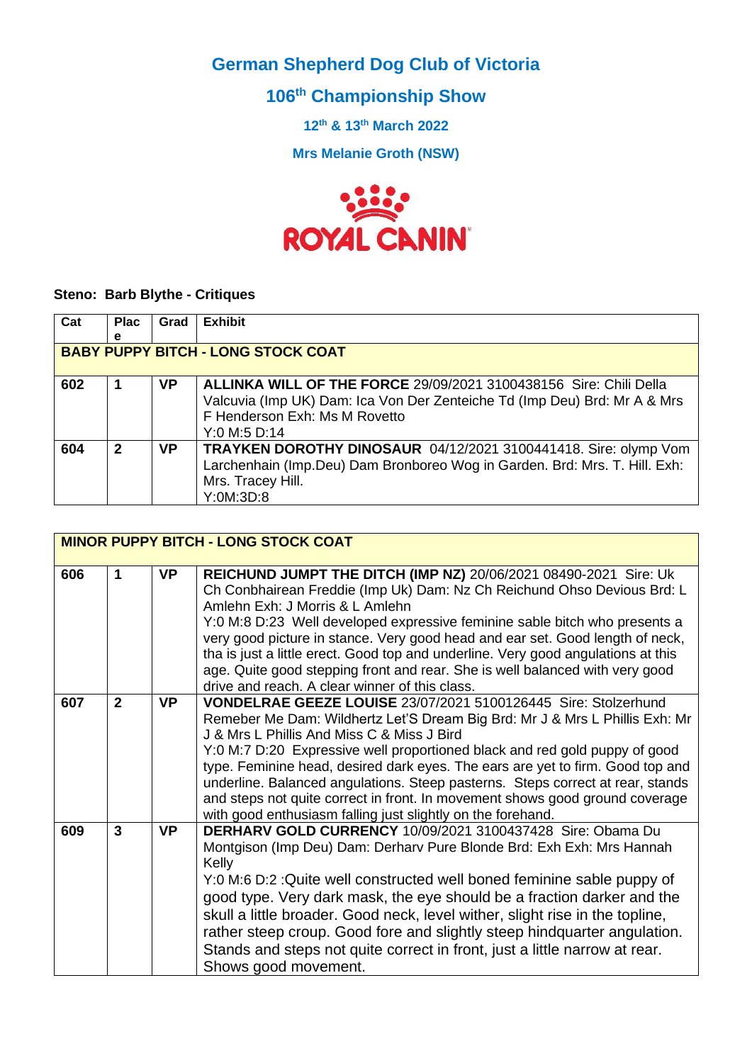# German Shepherd Dog Club of Victoria

## 106th Championship Show

**12th & 13th March 2022**

**Mrs Melanie Groth (NSW)**

**Steno: Barb Blythe - Critiques**

| Cat | Place | Grad | Exhibit |
|---|---|---|---|
| **BABY PUPPY BITCH - LONG STOCK COAT** | | | |
| 602 | 1 | VP | **ALLINKA WILL OF THE FORCE** 29/09/2021 3100438156 Sire: Chili Della Valcuvia (Imp UK) Dam: Ica Von Der Zenteiche Td (Imp Deu) Brd: Mr A & Mrs F Henderson Exh: Ms M Rovetto<br>Y:0 M:5 D:14 |
| 604 | 2 | VP | **TRAYKEN DOROTHY DINOSAUR** 04/12/2021 3100441418. Sire: olymp Vom Larchenhain (Imp.Deu) Dam Bronboreo Wog in Garden. Brd: Mrs. T. Hill. Exh: Mrs. Tracey Hill.<br>Y:0M:3D:8 |

| Cat | Place | Grad | Exhibit |
|---|---|---|---|
| **MINOR PUPPY BITCH - LONG STOCK COAT** | | | |
| 606 | 1 | VP | **REICHUND JUMPT THE DITCH (IMP NZ)** 20/06/2021 08490-2021 Sire: Uk Ch Conbhairean Freddie (Imp Uk) Dam: Nz Ch Reichund Ohso Devious Brd: L Amlehn Exh: J Morris & L Amlehn<br>Y:0 M:8 D:23 Well developed expressive feminine sable bitch who presents a very good picture in stance. Very good head and ear set. Good length of neck, tha is just a little erect. Good top and underline. Very good angulations at this age. Quite good stepping front and rear. She is well balanced with very good drive and reach. A clear winner of this class. |
| 607 | 2 | VP | **VONDELRAE GEEZE LOUISE** 23/07/2021 5100126445 Sire: Stolzerhund Remeber Me Dam: Wildhertz Let'S Dream Big Brd: Mr J & Mrs L Phillis Exh: Mr J & Mrs L Phillis And Miss C & Miss J Bird<br>Y:0 M:7 D:20 Expressive well proportioned black and red gold puppy of good type. Feminine head, desired dark eyes. The ears are yet to firm. Good top and underline. Balanced angulations. Steep pasterns. Steps correct at rear, stands and steps not quite correct in front. In movement shows good ground coverage with good enthusiasm falling just slightly on the forehand. |
| 609 | 3 | VP | **DERHARV GOLD CURRENCY** 10/09/2021 3100437428 Sire: Obama Du Montgison (Imp Deu) Dam: Derharv Pure Blonde Brd: Exh Exh: Mrs Hannah Kelly<br>Y:0 M:6 D:2 :Quite well constructed well boned feminine sable puppy of good type. Very dark mask, the eye should be a fraction darker and the skull a little broader. Good neck, level wither, slight rise in the topline, rather steep croup. Good fore and slightly steep hindquarter angulation. Stands and steps not quite correct in front, just a little narrow at rear. Shows good movement. |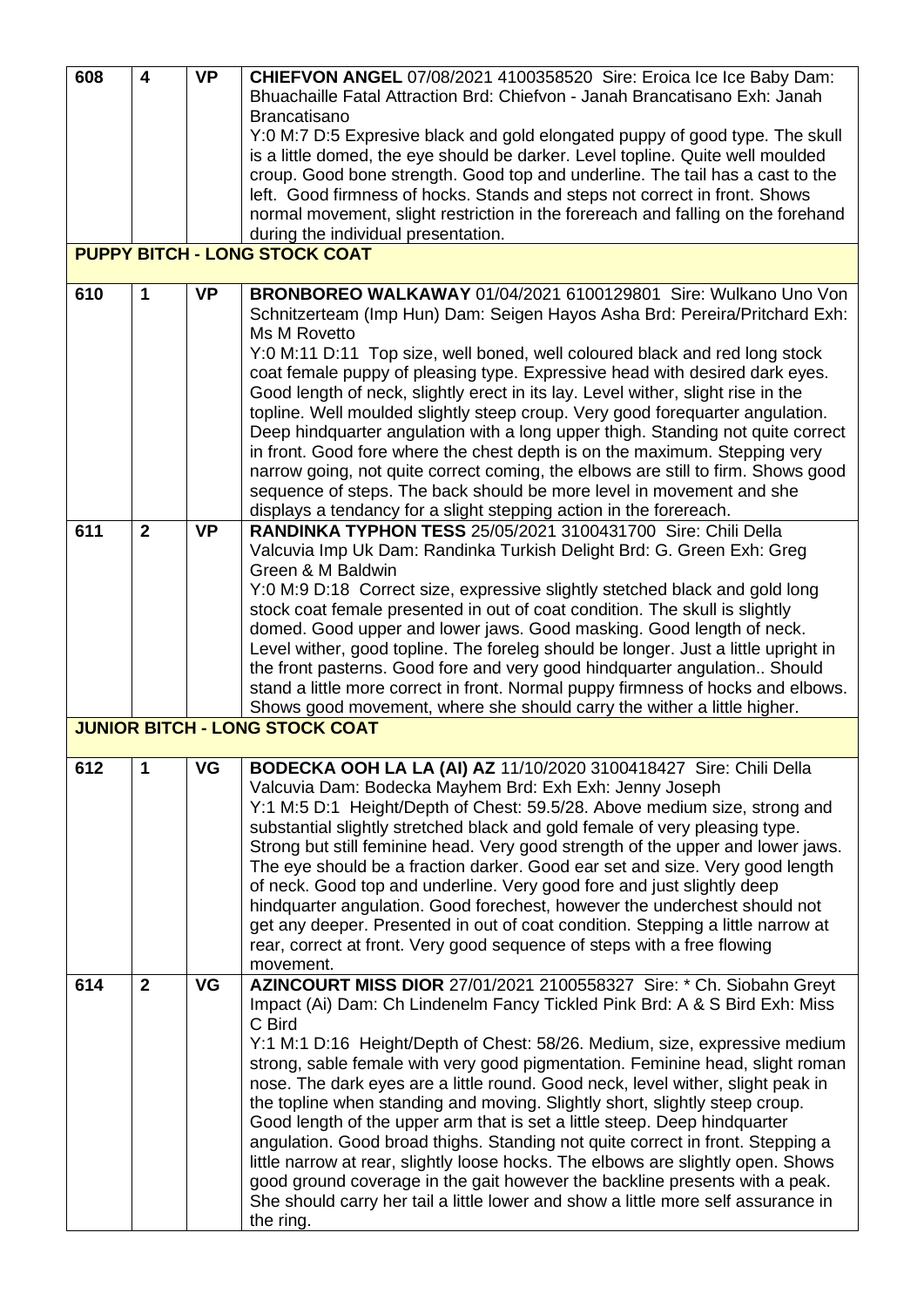| | | | |
|---|---|---|---|
| 608 | 4 | VP | **CHIEFVON ANGEL** 07/08/2021 4100358520 Sire: Eroica Ice Ice Baby Dam: Bhuachaille Fatal Attraction Brd: Chiefvon - Janah Brancatisano Exh: Janah Brancatisano<br>Y:0 M:7 D:5 Expresive black and gold elongated puppy of good type. The skull is a little domed, the eye should be darker. Level topline. Quite well moulded croup. Good bone strength. Good top and underline. The tail has a cast to the left. Good firmness of hocks. Stands and steps not correct in front. Shows normal movement, slight restriction in the forereach and falling on the forehand during the individual presentation. |
| **PUPPY BITCH - LONG STOCK COAT** | | | |
| 610 | 1 | VP | **BRONBOREO WALKAWAY** 01/04/2021 6100129801 Sire: Wulkano Uno Von Schnitzerteam (Imp Hun) Dam: Seigen Hayos Asha Brd: Pereira/Pritchard Exh: Ms M Rovetto<br>Y:0 M:11 D:11 Top size, well boned, well coloured black and red long stock coat female puppy of pleasing type. Expressive head with desired dark eyes. Good length of neck, slightly erect in its lay. Level wither, slight rise in the topline. Well moulded slightly steep croup. Very good forequarter angulation. Deep hindquarter angulation with a long upper thigh. Standing not quite correct in front. Good fore where the chest depth is on the maximum. Stepping very narrow going, not quite correct coming, the elbows are still to firm. Shows good sequence of steps. The back should be more level in movement and she displays a tendancy for a slight stepping action in the forereach. |
| 611 | 2 | VP | **RANDINKA TYPHON TESS** 25/05/2021 3100431700 Sire: Chili Della Valcuvia Imp Uk Dam: Randinka Turkish Delight Brd: G. Green Exh: Greg Green & M Baldwin<br>Y:0 M:9 D:18 Correct size, expressive slightly stetched black and gold long stock coat female presented in out of coat condition. The skull is slightly domed. Good upper and lower jaws. Good masking. Good length of neck. Level wither, good topline. The foreleg should be longer. Just a little upright in the front pasterns. Good fore and very good hindquarter angulation.. Should stand a little more correct in front. Normal puppy firmness of hocks and elbows. Shows good movement, where she should carry the wither a little higher. |
| **JUNIOR BITCH - LONG STOCK COAT** | | | |
| 612 | 1 | VG | **BODECKA OOH LA LA (AI) AZ** 11/10/2020 3100418427 Sire: Chili Della Valcuvia Dam: Bodecka Mayhem Brd: Exh Exh: Jenny Joseph<br>Y:1 M:5 D:1 Height/Depth of Chest: 59.5/28. Above medium size, strong and substantial slightly stretched black and gold female of very pleasing type. Strong but still feminine head. Very good strength of the upper and lower jaws. The eye should be a fraction darker. Good ear set and size. Very good length of neck. Good top and underline. Very good fore and just slightly deep hindquarter angulation. Good forechest, however the underchest should not get any deeper. Presented in out of coat condition. Stepping a little narrow at rear, correct at front. Very good sequence of steps with a free flowing movement. |
| 614 | 2 | VG | **AZINCOURT MISS DIOR** 27/01/2021 2100558327 Sire: * Ch. Siobahn Greyt Impact (Ai) Dam: Ch Lindenelm Fancy Tickled Pink Brd: A & S Bird Exh: Miss C Bird<br>Y:1 M:1 D:16 Height/Depth of Chest: 58/26. Medium, size, expressive medium strong, sable female with very good pigmentation. Feminine head, slight roman nose. The dark eyes are a little round. Good neck, level wither, slight peak in the topline when standing and moving. Slightly short, slightly steep croup. Good length of the upper arm that is set a little steep. Deep hindquarter angulation. Good broad thighs. Standing not quite correct in front. Stepping a little narrow at rear, slightly loose hocks. The elbows are slightly open. Shows good ground coverage in the gait however the backline presents with a peak. She should carry her tail a little lower and show a little more self assurance in the ring. |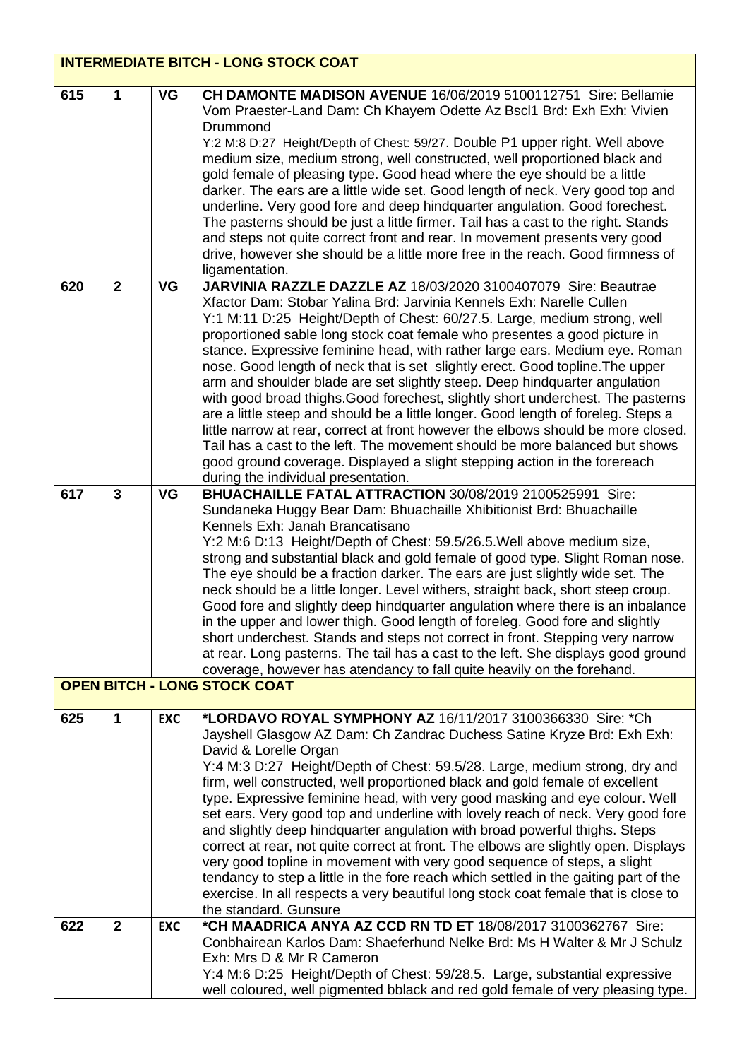| INTERMEDIATE BITCH - LONG STOCK COAT | | | |
|---|---|---|---|
| 615 | 1 | VG | **CH DAMONTE MADISON AVENUE** 16/06/2019 5100112751 Sire: Bellamie Vom Praester-Land Dam: Ch Khayem Odette Az Bscl1 Brd: Exh Exh: Vivien Drummond Y:2 M:8 D:27 Height/Depth of Chest: 59/27. Double P1 upper right. Well above medium size, medium strong, well constructed, well proportioned black and gold female of pleasing type. Good head where the eye should be a little darker. The ears are a little wide set. Good length of neck. Very good top and underline. Very good fore and deep hindquarter angulation. Good forechest. The pasterns should be just a little firmer. Tail has a cast to the right. Stands and steps not quite correct front and rear. In movement presents very good drive, however she should be a little more free in the reach. Good firmness of ligamentation. |
| 620 | 2 | VG | **JARVINIA RAZZLE DAZZLE AZ** 18/03/2020 3100407079 Sire: Beautrae Xfactor Dam: Stobar Yalina Brd: Jarvinia Kennels Exh: Narelle Cullen Y:1 M:11 D:25 Height/Depth of Chest: 60/27.5. Large, medium strong, well proportioned sable long stock coat female who presentes a good picture in stance. Expressive feminine head, with rather large ears. Medium eye. Roman nose. Good length of neck that is set slightly erect. Good topline.The upper arm and shoulder blade are set slightly steep. Deep hindquarter angulation with good broad thighs.Good forechest, slightly short underchest. The pasterns are a little steep and should be a little longer. Good length of foreleg. Steps a little narrow at rear, correct at front however the elbows should be more closed. Tail has a cast to the left. The movement should be more balanced but shows good ground coverage. Displayed a slight stepping action in the forereach during the individual presentation. |
| 617 | 3 | VG | **BHUACHAILLE FATAL ATTRACTION** 30/08/2019 2100525991 Sire: Sundaneka Huggy Bear Dam: Bhuachaille Xhibitionist Brd: Bhuachaille Kennels Exh: Janah Brancatisano Y:2 M:6 D:13 Height/Depth of Chest: 59.5/26.5.Well above medium size, strong and substantial black and gold female of good type. Slight Roman nose. The eye should be a fraction darker. The ears are just slightly wide set. The neck should be a little longer. Level withers, straight back, short steep croup. Good fore and slightly deep hindquarter angulation where there is an inbalance in the upper and lower thigh. Good length of foreleg. Good fore and slightly short underchest. Stands and steps not correct in front. Stepping very narrow at rear. Long pasterns. The tail has a cast to the left. She displays good ground coverage, however has atendancy to fall quite heavily on the forehand. |
| **OPEN BITCH - LONG STOCK COAT** | | | |
| 625 | 1 | EXC | ***LORDAVO ROYAL SYMPHONY AZ** 16/11/2017 3100366330 Sire: *Ch Jayshell Glasgow AZ Dam: Ch Zandrac Duchess Satine Kryze Brd: Exh Exh: David & Lorelle Organ Y:4 M:3 D:27 Height/Depth of Chest: 59.5/28. Large, medium strong, dry and firm, well constructed, well proportioned black and gold female of excellent type. Expressive feminine head, with very good masking and eye colour. Well set ears. Very good top and underline with lovely reach of neck. Very good fore and slightly deep hindquarter angulation with broad powerful thighs. Steps correct at rear, not quite correct at front. The elbows are slightly open. Displays very good topline in movement with very good sequence of steps, a slight tendancy to step a little in the fore reach which settled in the gaiting part of the exercise. In all respects a very beautiful long stock coat female that is close to the standard. Gunsure |
| 622 | 2 | EXC | ***CH MAADRICA ANYA AZ CCD RN TD ET** 18/08/2017 3100362767 Sire: Conbhairean Karlos Dam: Shaeferhund Nelke Brd: Ms H Walter & Mr J Schulz Exh: Mrs D & Mr R Cameron Y:4 M:6 D:25 Height/Depth of Chest: 59/28.5. Large, substantial expressive well coloured, well pigmented bblack and red gold female of very pleasing type. |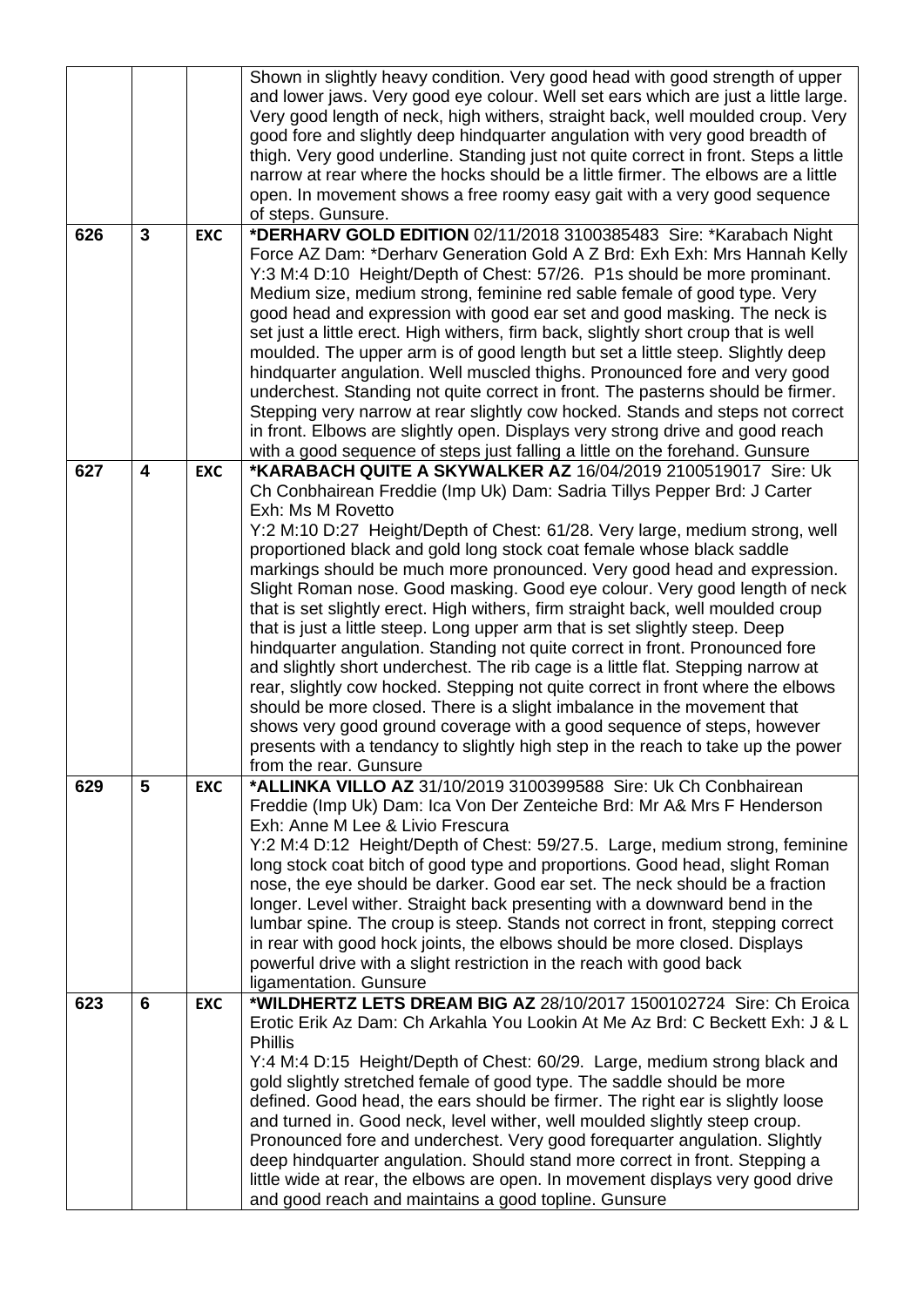| | | | |
|---|---|---|---|
| | | | Shown in slightly heavy condition. Very good head with good strength of upper and lower jaws. Very good eye colour. Well set ears which are just a little large. Very good length of neck, high withers, straight back, well moulded croup. Very good fore and slightly deep hindquarter angulation with very good breadth of thigh. Very good underline. Standing just not quite correct in front. Steps a little narrow at rear where the hocks should be a little firmer. The elbows are a little open. In movement shows a free roomy easy gait with a very good sequence of steps. Gunsure. |
| 626 | 3 | EXC | **\*DERHARV GOLD EDITION** 02/11/2018 3100385483 Sire: \*Karabach Night Force AZ Dam: \*Derharv Generation Gold A Z Brd: Exh Exh: Mrs Hannah Kelly Y:3 M:4 D:10 Height/Depth of Chest: 57/26. P1s should be more prominant. Medium size, medium strong, feminine red sable female of good type. Very good head and expression with good ear set and good masking. The neck is set just a little erect. High withers, firm back, slightly short croup that is well moulded. The upper arm is of good length but set a little steep. Slightly deep hindquarter angulation. Well muscled thighs. Pronounced fore and very good underchest. Standing not quite correct in front. The pasterns should be firmer. Stepping very narrow at rear slightly cow hocked. Stands and steps not correct in front. Elbows are slightly open. Displays very strong drive and good reach with a good sequence of steps just falling a little on the forehand. Gunsure |
| 627 | 4 | EXC | **\*KARABACH QUITE A SKYWALKER AZ** 16/04/2019 2100519017 Sire: Uk Ch Conbhairean Freddie (Imp Uk) Dam: Sadria Tillys Pepper Brd: J Carter Exh: Ms M Rovetto<br>Y:2 M:10 D:27 Height/Depth of Chest: 61/28. Very large, medium strong, well proportioned black and gold long stock coat female whose black saddle markings should be much more pronounced. Very good head and expression. Slight Roman nose. Good masking. Good eye colour. Very good length of neck that is set slightly erect. High withers, firm straight back, well moulded croup that is just a little steep. Long upper arm that is set slightly steep. Deep hindquarter angulation. Standing not quite correct in front. Pronounced fore and slightly short underchest. The rib cage is a little flat. Stepping narrow at rear, slightly cow hocked. Stepping not quite correct in front where the elbows should be more closed. There is a slight imbalance in the movement that shows very good ground coverage with a good sequence of steps, however presents with a tendancy to slightly high step in the reach to take up the power from the rear. Gunsure |
| 629 | 5 | EXC | **\*ALLINKA VILLO AZ** 31/10/2019 3100399588 Sire: Uk Ch Conbhairean Freddie (Imp Uk) Dam: Ica Von Der Zenteiche Brd: Mr A& Mrs F Henderson Exh: Anne M Lee & Livio Frescura<br>Y:2 M:4 D:12 Height/Depth of Chest: 59/27.5. Large, medium strong, feminine long stock coat bitch of good type and proportions. Good head, slight Roman nose, the eye should be darker. Good ear set. The neck should be a fraction longer. Level wither. Straight back presenting with a downward bend in the lumbar spine. The croup is steep. Stands not correct in front, stepping correct in rear with good hock joints, the elbows should be more closed. Displays powerful drive with a slight restriction in the reach with good back ligamentation. Gunsure |
| 623 | 6 | EXC | **\*WILDHERTZ LETS DREAM BIG AZ** 28/10/2017 1500102724 Sire: Ch Eroica Erotic Erik Az Dam: Ch Arkahla You Lookin At Me Az Brd: C Beckett Exh: J & L Phillis<br>Y:4 M:4 D:15 Height/Depth of Chest: 60/29. Large, medium strong black and gold slightly stretched female of good type. The saddle should be more defined. Good head, the ears should be firmer. The right ear is slightly loose and turned in. Good neck, level wither, well moulded slightly steep croup. Pronounced fore and underchest. Very good forequarter angulation. Slightly deep hindquarter angulation. Should stand more correct in front. Stepping a little wide at rear, the elbows are open. In movement displays very good drive and good reach and maintains a good topline. Gunsure |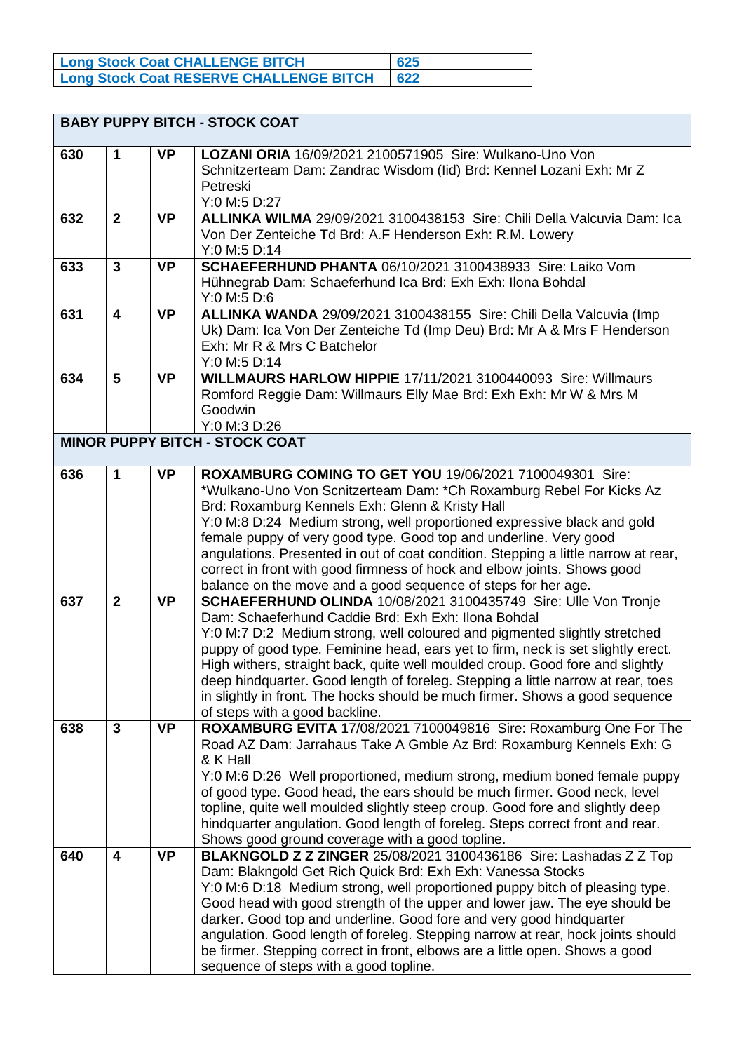| Long Stock Coat CHALLENGE BITCH | 625 |
|---|---|
| Long Stock Coat RESERVE CHALLENGE BITCH | 622 |

| BABY PUPPY BITCH - STOCK COAT | | | |
|---|---|---|---|
| 630 | 1 | VP | **LOZANI ORIA** 16/09/2021 2100571905 Sire: Wulkano-Uno Von Schnitzerteam Dam: Zandrac Wisdom (Iid) Brd: Kennel Lozani Exh: Mr Z Petreski Y:0 M:5 D:27 |
| 632 | 2 | VP | **ALLINKA WILMA** 29/09/2021 3100438153 Sire: Chili Della Valcuvia Dam: Ica Von Der Zenteiche Td Brd: A.F Henderson Exh: R.M. Lowery Y:0 M:5 D:14 |
| 633 | 3 | VP | **SCHAEFERHUND PHANTA** 06/10/2021 3100438933 Sire: Laiko Vom Hühnegrab Dam: Schaeferhund Ica Brd: Exh Exh: Ilona Bohdal Y:0 M:5 D:6 |
| 631 | 4 | VP | **ALLINKA WANDA** 29/09/2021 3100438155 Sire: Chili Della Valcuvia (Imp Uk) Dam: Ica Von Der Zenteiche Td (Imp Deu) Brd: Mr A & Mrs F Henderson Exh: Mr R & Mrs C Batchelor Y:0 M:5 D:14 |
| 634 | 5 | VP | **WILLMAURS HARLOW HIPPIE** 17/11/2021 3100440093 Sire: Willmaurs Romford Reggie Dam: Willmaurs Elly Mae Brd: Exh Exh: Mr W & Mrs M Goodwin Y:0 M:3 D:26 |

| MINOR PUPPY BITCH - STOCK COAT | | | |
|---|---|---|---|
| 636 | 1 | VP | **ROXAMBURG COMING TO GET YOU** 19/06/2021 7100049301 Sire: *Wulkano-Uno Von Scnitzerteam Dam: *Ch Roxamburg Rebel For Kicks Az Brd: Roxamburg Kennels Exh: Glenn & Kristy Hall Y:0 M:8 D:24 Medium strong, well proportioned expressive black and gold female puppy of very good type. Good top and underline. Very good angulations. Presented in out of coat condition. Stepping a little narrow at rear, correct in front with good firmness of hock and elbow joints. Shows good balance on the move and a good sequence of steps for her age. |
| 637 | 2 | VP | **SCHAEFERHUND OLINDA** 10/08/2021 3100435749 Sire: Ulle Von Tronje Dam: Schaeferhund Caddie Brd: Exh Exh: Ilona Bohdal Y:0 M:7 D:2 Medium strong, well coloured and pigmented slightly stretched puppy of good type. Feminine head, ears yet to firm, neck is set slightly erect. High withers, straight back, quite well moulded croup. Good fore and slightly deep hindquarter. Good length of foreleg. Stepping a little narrow at rear, toes in slightly in front. The hocks should be much firmer. Shows a good sequence of steps with a good backline. |
| 638 | 3 | VP | **ROXAMBURG EVITA** 17/08/2021 7100049816 Sire: Roxamburg One For The Road AZ Dam: Jarrahaus Take A Gmble Az Brd: Roxamburg Kennels Exh: G & K Hall Y:0 M:6 D:26 Well proportioned, medium strong, medium boned female puppy of good type. Good head, the ears should be much firmer. Good neck, level topline, quite well moulded slightly steep croup. Good fore and slightly deep hindquarter angulation. Good length of foreleg. Steps correct front and rear. Shows good ground coverage with a good topline. |
| 640 | 4 | VP | **BLAKNGOLD Z Z ZINGER** 25/08/2021 3100436186 Sire: Lashadas Z Z Top Dam: Blakngold Get Rich Quick Brd: Exh Exh: Vanessa Stocks Y:0 M:6 D:18 Medium strong, well proportioned puppy bitch of pleasing type. Good head with good strength of the upper and lower jaw. The eye should be darker. Good top and underline. Good fore and very good hindquarter angulation. Good length of foreleg. Stepping narrow at rear, hock joints should be firmer. Stepping correct in front, elbows are a little open. Shows a good sequence of steps with a good topline. |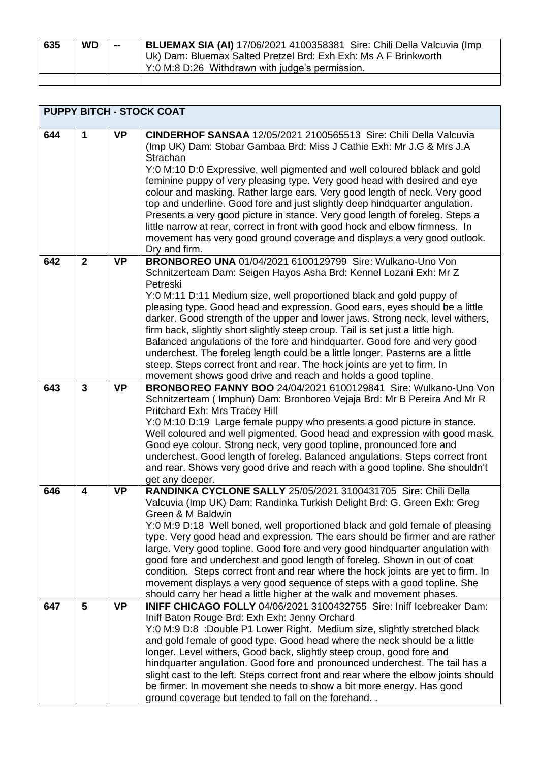| 635 | WD | -- | **BLUEMAX SIA (AI)** 17/06/2021 4100358381 Sire: Chili Della Valcuvia (Imp Uk) Dam: Bluemax Salted Pretzel Brd: Exh Exh: Ms A F Brinkworth Y:0 M:8 D:26 Withdrawn with judge's permission. |
|---|---|---|---|
| | | | |

| **PUPPY BITCH - STOCK COAT** | | | |
|---|---|---|---|
| 644 | **1** | **VP** | **CINDERHOF SANSAA** 12/05/2021 2100565513 Sire: Chili Della Valcuvia (Imp UK) Dam: Stobar Gambaa Brd: Miss J Cathie Exh: Mr J.G & Mrs J.A Strachan Y:0 M:10 D:0 Expressive, well pigmented and well coloured bblack and gold feminine puppy of very pleasing type. Very good head with desired and eye colour and masking. Rather large ears. Very good length of neck. Very good top and underline. Good fore and just slightly deep hindquarter angulation. Presents a very good picture in stance. Very good length of foreleg. Steps a little narrow at rear, correct in front with good hock and elbow firmness. In movement has very good ground coverage and displays a very good outlook. Dry and firm. |
| 642 | **2** | **VP** | **BRONBOREO UNA** 01/04/2021 6100129799 Sire: Wulkano-Uno Von Schnitzerteam Dam: Seigen Hayos Asha Brd: Kennel Lozani Exh: Mr Z Petreski Y:0 M:11 D:11 Medium size, well proportioned black and gold puppy of pleasing type. Good head and expression. Good ears, eyes should be a little darker. Good strength of the upper and lower jaws. Strong neck, level withers, firm back, slightly short slightly steep croup. Tail is set just a little high. Balanced angulations of the fore and hindquarter. Good fore and very good underchest. The foreleg length could be a little longer. Pasterns are a little steep. Steps correct front and rear. The hock joints are yet to firm. In movement shows good drive and reach and holds a good topline. |
| 643 | **3** | **VP** | **BRONBOREO FANNY BOO** 24/04/2021 6100129841 Sire: Wulkano-Uno Von Schnitzerteam ( Imphun) Dam: Bronboreo Vejaja Brd: Mr B Pereira And Mr R Pritchard Exh: Mrs Tracey Hill Y:0 M:10 D:19 Large female puppy who presents a good picture in stance. Well coloured and well pigmented. Good head and expression with good mask. Good eye colour. Strong neck, very good topline, pronounced fore and underchest. Good length of foreleg. Balanced angulations. Steps correct front and rear. Shows very good drive and reach with a good topline. She shouldn't get any deeper. |
| 646 | **4** | **VP** | **RANDINKA CYCLONE SALLY** 25/05/2021 3100431705 Sire: Chili Della Valcuvia (Imp UK) Dam: Randinka Turkish Delight Brd: G. Green Exh: Greg Green & M Baldwin Y:0 M:9 D:18 Well boned, well proportioned black and gold female of pleasing type. Very good head and expression. The ears should be firmer and are rather large. Very good topline. Good fore and very good hindquarter angulation with good fore and underchest and good length of foreleg. Shown in out of coat condition. Steps correct front and rear where the hock joints are yet to firm. In movement displays a very good sequence of steps with a good topline. She should carry her head a little higher at the walk and movement phases. |
| 647 | **5** | **VP** | **INIFF CHICAGO FOLLY** 04/06/2021 3100432755 Sire: Iniff Icebreaker Dam: Iniff Baton Rouge Brd: Exh Exh: Jenny Orchard Y:0 M:9 D:8 :Double P1 Lower Right. Medium size, slightly stretched black and gold female of good type. Good head where the neck should be a little longer. Level withers, Good back, slightly steep croup, good fore and hindquarter angulation. Good fore and pronounced underchest. The tail has a slight cast to the left. Steps correct front and rear where the elbow joints should be firmer. In movement she needs to show a bit more energy. Has good ground coverage but tended to fall on the forehand. . |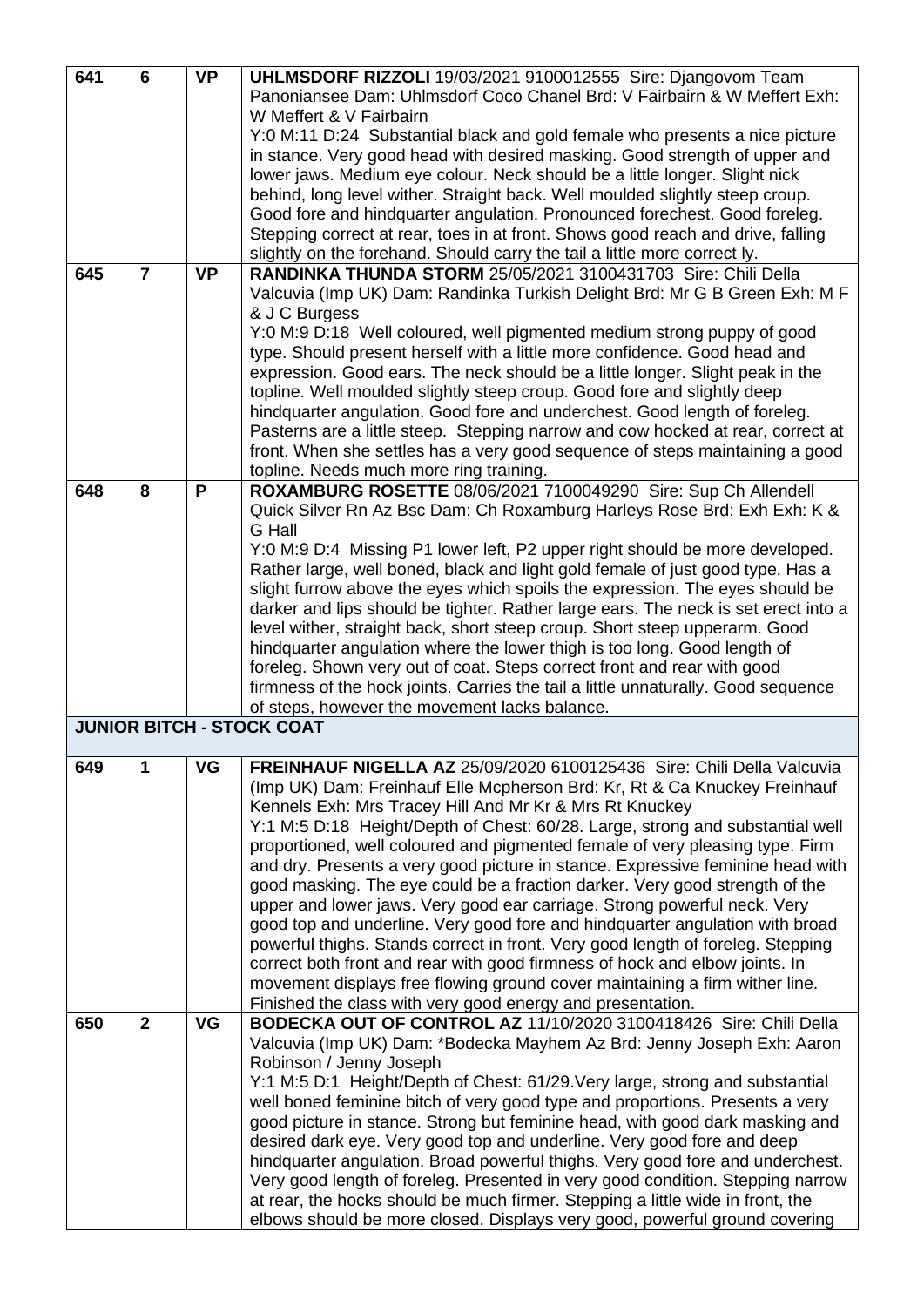| | | | |
|---|---|---|---|
| 641 | 6 | VP | **UHLMSDORF RIZZOLI** 19/03/2021 9100012555 Sire: Djangovom Team Panoniansee Dam: Uhlmsdorf Coco Chanel Brd: V Fairbairn & W Meffert Exh: W Meffert & V Fairbairn<br>Y:0 M:11 D:24 Substantial black and gold female who presents a nice picture in stance. Very good head with desired masking. Good strength of upper and lower jaws. Medium eye colour. Neck should be a little longer. Slight nick behind, long level wither. Straight back. Well moulded slightly steep croup. Good fore and hindquarter angulation. Pronounced forechest. Good foreleg. Stepping correct at rear, toes in at front. Shows good reach and drive, falling slightly on the forehand. Should carry the tail a little more correct ly. |
| 645 | 7 | VP | **RANDINKA THUNDA STORM** 25/05/2021 3100431703 Sire: Chili Della Valcuvia (Imp UK) Dam: Randinka Turkish Delight Brd: Mr G B Green Exh: M F & J C Burgess<br>Y:0 M:9 D:18 Well coloured, well pigmented medium strong puppy of good type. Should present herself with a little more confidence. Good head and expression. Good ears. The neck should be a little longer. Slight peak in the topline. Well moulded slightly steep croup. Good fore and slightly deep hindquarter angulation. Good fore and underchest. Good length of foreleg. Pasterns are a little steep. Stepping narrow and cow hocked at rear, correct at front. When she settles has a very good sequence of steps maintaining a good topline. Needs much more ring training. |
| 648 | 8 | P | **ROXAMBURG ROSETTE** 08/06/2021 7100049290 Sire: Sup Ch Allendell Quick Silver Rn Az Bsc Dam: Ch Roxamburg Harleys Rose Brd: Exh Exh: K & G Hall<br>Y:0 M:9 D:4 Missing P1 lower left, P2 upper right should be more developed. Rather large, well boned, black and light gold female of just good type. Has a slight furrow above the eyes which spoils the expression. The eyes should be darker and lips should be tighter. Rather large ears. The neck is set erect into a level wither, straight back, short steep croup. Short steep upperarm. Good hindquarter angulation where the lower thigh is too long. Good length of foreleg. Shown very out of coat. Steps correct front and rear with good firmness of the hock joints. Carries the tail a little unnaturally. Good sequence of steps, however the movement lacks balance. |
| **JUNIOR BITCH - STOCK COAT** | | | |
| 649 | 1 | VG | **FREINHAUF NIGELLA AZ** 25/09/2020 6100125436 Sire: Chili Della Valcuvia (Imp UK) Dam: Freinhauf Elle Mcpherson Brd: Kr, Rt & Ca Knuckey Freinhauf Kennels Exh: Mrs Tracey Hill And Mr Kr & Mrs Rt Knuckey<br>Y:1 M:5 D:18 Height/Depth of Chest: 60/28. Large, strong and substantial well proportioned, well coloured and pigmented female of very pleasing type. Firm and dry. Presents a very good picture in stance. Expressive feminine head with good masking. The eye could be a fraction darker. Very good strength of the upper and lower jaws. Very good ear carriage. Strong powerful neck. Very good top and underline. Very good fore and hindquarter angulation with broad powerful thighs. Stands correct in front. Very good length of foreleg. Stepping correct both front and rear with good firmness of hock and elbow joints. In movement displays free flowing ground cover maintaining a firm wither line. Finished the class with very good energy and presentation. |
| 650 | 2 | VG | **BODECKA OUT OF CONTROL AZ** 11/10/2020 3100418426 Sire: Chili Della Valcuvia (Imp UK) Dam: *Bodecka Mayhem Az Brd: Jenny Joseph Exh: Aaron Robinson / Jenny Joseph<br>Y:1 M:5 D:1 Height/Depth of Chest: 61/29.Very large, strong and substantial well boned feminine bitch of very good type and proportions. Presents a very good picture in stance. Strong but feminine head, with good dark masking and desired dark eye. Very good top and underline. Very good fore and deep hindquarter angulation. Broad powerful thighs. Very good fore and underchest. Very good length of foreleg. Presented in very good condition. Stepping narrow at rear, the hocks should be much firmer. Stepping a little wide in front, the elbows should be more closed. Displays very good, powerful ground covering |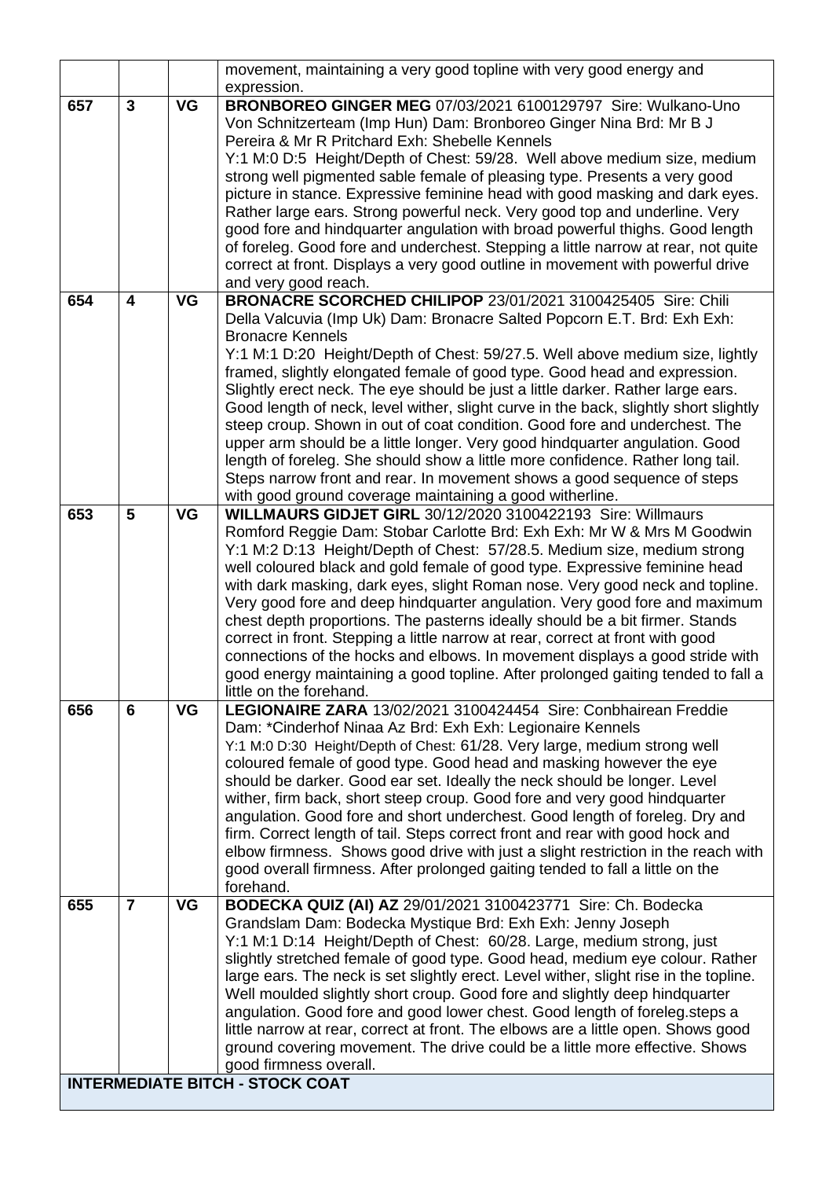|  |  |  | movement, maintaining a very good topline with very good energy and expression. |
|---|---|---|---|
| 657 | 3 | VG | **BRONBOREO GINGER MEG** 07/03/2021 6100129797 Sire: Wulkano-Uno Von Schnitzerteam (Imp Hun) Dam: Bronboreo Ginger Nina Brd: Mr B J Pereira & Mr R Pritchard Exh: Shebelle Kennels<br>Y:1 M:0 D:5 Height/Depth of Chest: 59/28. Well above medium size, medium strong well pigmented sable female of pleasing type. Presents a very good picture in stance. Expressive feminine head with good masking and dark eyes. Rather large ears. Strong powerful neck. Very good top and underline. Very good fore and hindquarter angulation with broad powerful thighs. Good length of foreleg. Good fore and underchest. Stepping a little narrow at rear, not quite correct at front. Displays a very good outline in movement with powerful drive and very good reach. |
| 654 | 4 | VG | **BRONACRE SCORCHED CHILIPOP** 23/01/2021 3100425405 Sire: Chili Della Valcuvia (Imp Uk) Dam: Bronacre Salted Popcorn E.T. Brd: Exh Exh: Bronacre Kennels<br>Y:1 M:1 D:20 Height/Depth of Chest: 59/27.5. Well above medium size, lightly framed, slightly elongated female of good type. Good head and expression. Slightly erect neck. The eye should be just a little darker. Rather large ears. Good length of neck, level wither, slight curve in the back, slightly short slightly steep croup. Shown in out of coat condition. Good fore and underchest. The upper arm should be a little longer. Very good hindquarter angulation. Good length of foreleg. She should show a little more confidence. Rather long tail. Steps narrow front and rear. In movement shows a good sequence of steps with good ground coverage maintaining a good witherline. |
| 653 | 5 | VG | **WILLMAURS GIDJET GIRL** 30/12/2020 3100422193 Sire: Willmaurs Romford Reggie Dam: Stobar Carlotte Brd: Exh Exh: Mr W & Mrs M Goodwin<br>Y:1 M:2 D:13 Height/Depth of Chest: 57/28.5. Medium size, medium strong well coloured black and gold female of good type. Expressive feminine head with dark masking, dark eyes, slight Roman nose. Very good neck and topline. Very good fore and deep hindquarter angulation. Very good fore and maximum chest depth proportions. The pasterns ideally should be a bit firmer. Stands correct in front. Stepping a little narrow at rear, correct at front with good connections of the hocks and elbows. In movement displays a good stride with good energy maintaining a good topline. After prolonged gaiting tended to fall a little on the forehand. |
| 656 | 6 | VG | **LEGIONAIRE ZARA** 13/02/2021 3100424454 Sire: Conbhairean Freddie Dam: *Cinderhof Ninaa Az Brd: Exh Exh: Legionaire Kennels<br>Y:1 M:0 D:30 Height/Depth of Chest: 61/28. Very large, medium strong well coloured female of good type. Good head and masking however the eye should be darker. Good ear set. Ideally the neck should be longer. Level wither, firm back, short steep croup. Good fore and very good hindquarter angulation. Good fore and short underchest. Good length of foreleg. Dry and firm. Correct length of tail. Steps correct front and rear with good hock and elbow firmness. Shows good drive with just a slight restriction in the reach with good overall firmness. After prolonged gaiting tended to fall a little on the forehand. |
| 655 | 7 | VG | **BODECKA QUIZ (AI) AZ** 29/01/2021 3100423771 Sire: Ch. Bodecka Grandslam Dam: Bodecka Mystique Brd: Exh Exh: Jenny Joseph<br>Y:1 M:1 D:14 Height/Depth of Chest: 60/28. Large, medium strong, just slightly stretched female of good type. Good head, medium eye colour. Rather large ears. The neck is set slightly erect. Level wither, slight rise in the topline. Well moulded slightly short croup. Good fore and slightly deep hindquarter angulation. Good fore and good lower chest. Good length of foreleg.steps a little narrow at rear, correct at front. The elbows are a little open. Shows good ground covering movement. The drive could be a little more effective. Shows good firmness overall. |

**INTERMEDIATE BITCH - STOCK COAT**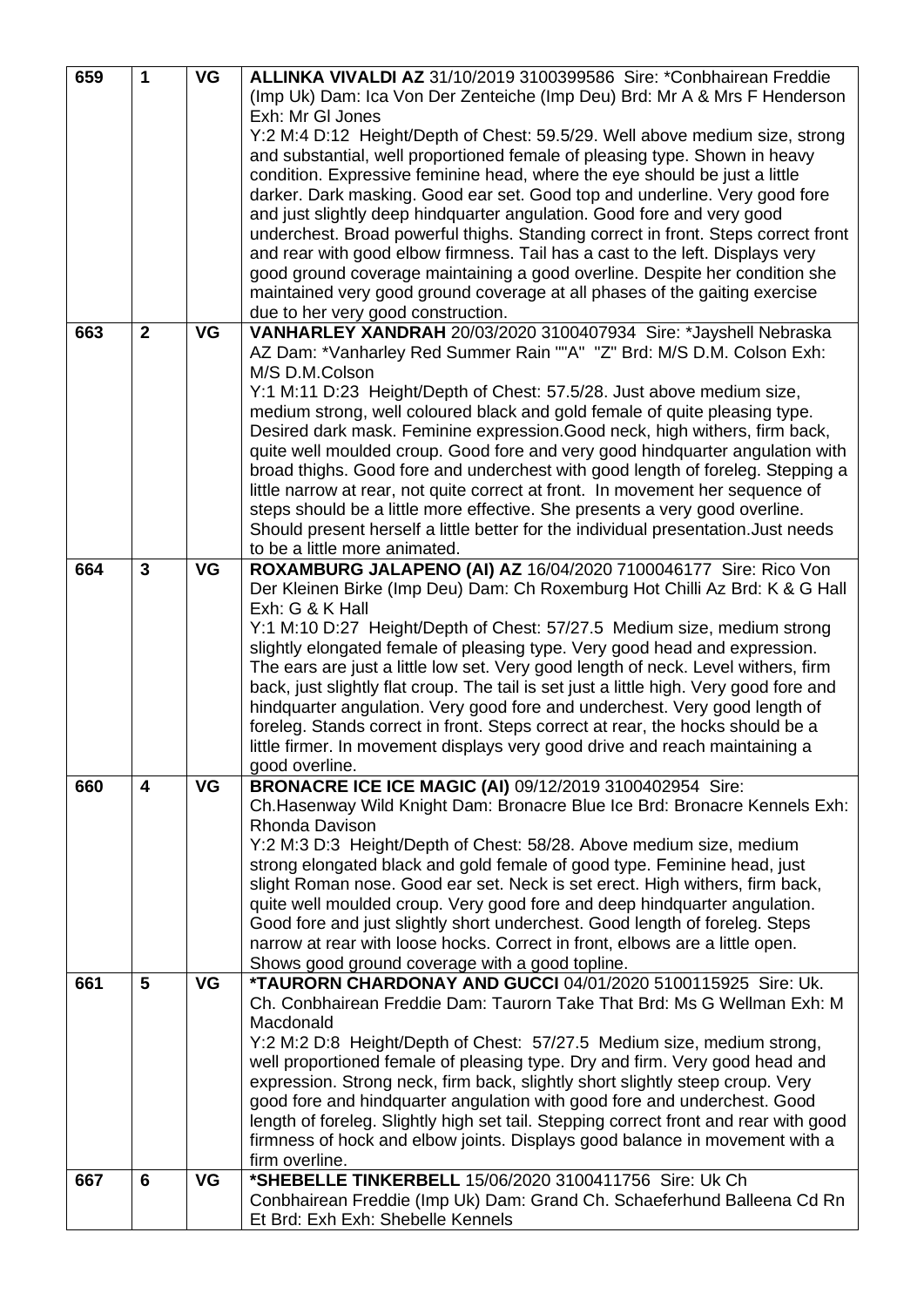| | | | |
|---|---|---|---|
| 659 | 1 | VG | **ALLINKA VIVALDI AZ** 31/10/2019 3100399586 Sire: *Conbhairean Freddie (Imp Uk) Dam: Ica Von Der Zenteiche (Imp Deu) Brd: Mr A & Mrs F Henderson Exh: Mr Gl Jones<br>Y:2 M:4 D:12 Height/Depth of Chest: 59.5/29. Well above medium size, strong and substantial, well proportioned female of pleasing type. Shown in heavy condition. Expressive feminine head, where the eye should be just a little darker. Dark masking. Good ear set. Good top and underline. Very good fore and just slightly deep hindquarter angulation. Good fore and very good underchest. Broad powerful thighs. Standing correct in front. Steps correct front and rear with good elbow firmness. Tail has a cast to the left. Displays very good ground coverage maintaining a good overline. Despite her condition she maintained very good ground coverage at all phases of the gaiting exercise due to her very good construction. |
| 663 | **2** | VG | **VANHARLEY XANDRAH** 20/03/2020 3100407934 Sire: *Jayshell Nebraska AZ Dam: *Vanharley Red Summer Rain ""A" "Z" Brd: M/S D.M. Colson Exh: M/S D.M.Colson<br>Y:1 M:11 D:23 Height/Depth of Chest: 57.5/28. Just above medium size, medium strong, well coloured black and gold female of quite pleasing type. Desired dark mask. Feminine expression.Good neck, high withers, firm back, quite well moulded croup. Good fore and very good hindquarter angulation with broad thighs. Good fore and underchest with good length of foreleg. Stepping a little narrow at rear, not quite correct at front. In movement her sequence of steps should be a little more effective. She presents a very good overline. Should present herself a little better for the individual presentation.Just needs to be a little more animated. |
| 664 | **3** | VG | **ROXAMBURG JALAPENO (AI) AZ** 16/04/2020 7100046177 Sire: Rico Von Der Kleinen Birke (Imp Deu) Dam: Ch Roxemburg Hot Chilli Az Brd: K & G Hall Exh: G & K Hall<br>Y:1 M:10 D:27 Height/Depth of Chest: 57/27.5 Medium size, medium strong slightly elongated female of pleasing type. Very good head and expression. The ears are just a little low set. Very good length of neck. Level withers, firm back, just slightly flat croup. The tail is set just a little high. Very good fore and hindquarter angulation. Very good fore and underchest. Very good length of foreleg. Stands correct in front. Steps correct at rear, the hocks should be a little firmer. In movement displays very good drive and reach maintaining a good overline. |
| 660 | **4** | VG | **BRONACRE ICE ICE MAGIC (AI)** 09/12/2019 3100402954 Sire: Ch.Hasenway Wild Knight Dam: Bronacre Blue Ice Brd: Bronacre Kennels Exh: Rhonda Davison<br>Y:2 M:3 D:3 Height/Depth of Chest: 58/28. Above medium size, medium strong elongated black and gold female of good type. Feminine head, just slight Roman nose. Good ear set. Neck is set erect. High withers, firm back, quite well moulded croup. Very good fore and deep hindquarter angulation. Good fore and just slightly short underchest. Good length of foreleg. Steps narrow at rear with loose hocks. Correct in front, elbows are a little open. Shows good ground coverage with a good topline. |
| 661 | **5** | VG | ***TAURORN CHARDONAY AND GUCCI** 04/01/2020 5100115925 Sire: Uk. Ch. Conbhairean Freddie Dam: Taurorn Take That Brd: Ms G Wellman Exh: M Macdonald<br>Y:2 M:2 D:8 Height/Depth of Chest: 57/27.5 Medium size, medium strong, well proportioned female of pleasing type. Dry and firm. Very good head and expression. Strong neck, firm back, slightly short slightly steep croup. Very good fore and hindquarter angulation with good fore and underchest. Good length of foreleg. Slightly high set tail. Stepping correct front and rear with good firmness of hock and elbow joints. Displays good balance in movement with a firm overline. |
| 667 | **6** | VG | ***SHEBELLE TINKERBELL** 15/06/2020 3100411756 Sire: Uk Ch Conbhairean Freddie (Imp Uk) Dam: Grand Ch. Schaeferhund Balleena Cd Rn Et Brd: Exh Exh: Shebelle Kennels |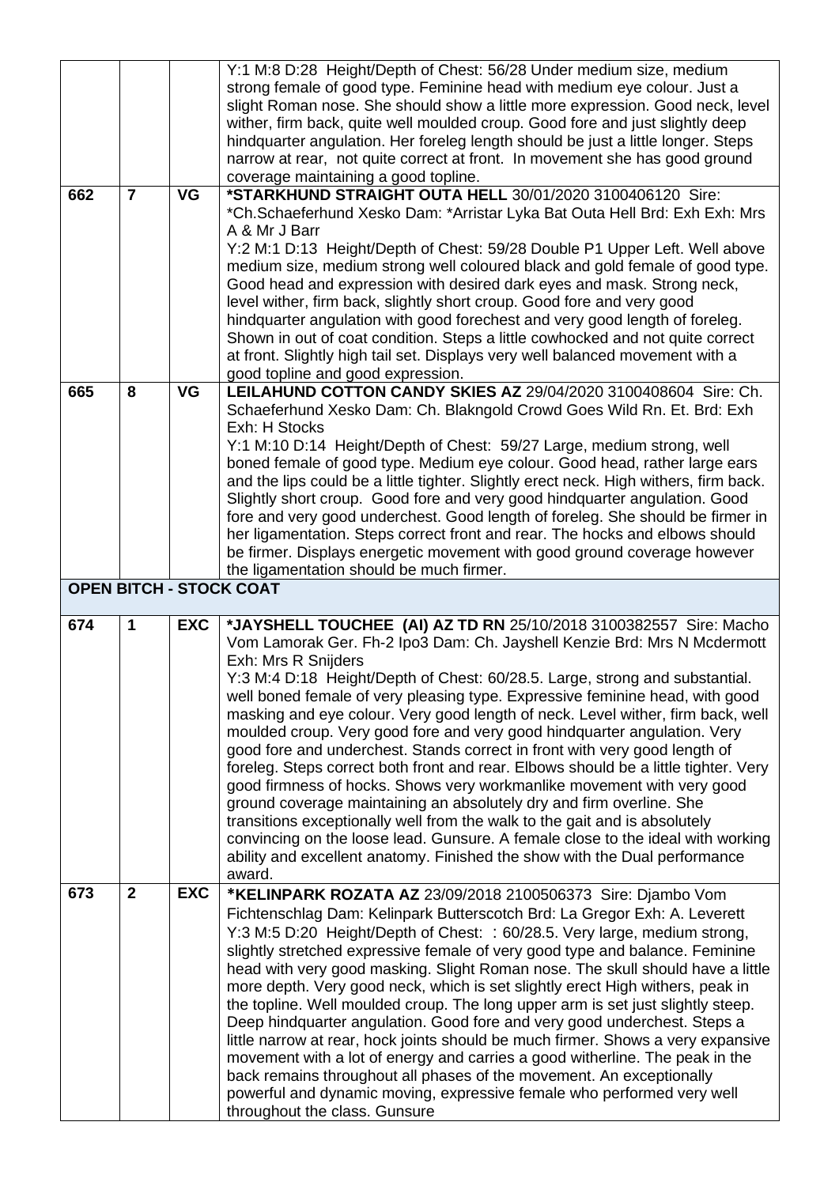| | | | |
|---|---|---|---|
| | | | Y:1 M:8 D:28 Height/Depth of Chest: 56/28 Under medium size, medium strong female of good type. Feminine head with medium eye colour. Just a slight Roman nose. She should show a little more expression. Good neck, level wither, firm back, quite well moulded croup. Good fore and just slightly deep hindquarter angulation. Her foreleg length should be just a little longer. Steps narrow at rear, not quite correct at front. In movement she has good ground coverage maintaining a good topline. |
| 662 | 7 | VG | **\*STARKHUND STRAIGHT OUTA HELL** 30/01/2020 3100406120 Sire: \*Ch.Schaeferhund Xesko Dam: \*Arristar Lyka Bat Outa Hell Brd: Exh Exh: Mrs A & Mr J Barr<br>Y:2 M:1 D:13 Height/Depth of Chest: 59/28 Double P1 Upper Left. Well above medium size, medium strong well coloured black and gold female of good type. Good head and expression with desired dark eyes and mask. Strong neck, level wither, firm back, slightly short croup. Good fore and very good hindquarter angulation with good forechest and very good length of foreleg. Shown in out of coat condition. Steps a little cowhocked and not quite correct at front. Slightly high tail set. Displays very well balanced movement with a good topline and good expression. |
| 665 | 8 | VG | **LEILAHUND COTTON CANDY SKIES AZ** 29/04/2020 3100408604 Sire: Ch. Schaeferhund Xesko Dam: Ch. Blakngold Crowd Goes Wild Rn. Et. Brd: Exh Exh: H Stocks<br>Y:1 M:10 D:14 Height/Depth of Chest: 59/27 Large, medium strong, well boned female of good type. Medium eye colour. Good head, rather large ears and the lips could be a little tighter. Slightly erect neck. High withers, firm back. Slightly short croup. Good fore and very good hindquarter angulation. Good fore and very good underchest. Good length of foreleg. She should be firmer in her ligamentation. Steps correct front and rear. The hocks and elbows should be firmer. Displays energetic movement with good ground coverage however the ligamentation should be much firmer. |
| **OPEN BITCH - STOCK COAT** | | | |
| 674 | 1 | EXC | **\*JAYSHELL TOUCHEE (AI) AZ TD RN** 25/10/2018 3100382557 Sire: Macho Vom Lamorak Ger. Fh-2 Ipo3 Dam: Ch. Jayshell Kenzie Brd: Mrs N Mcdermott Exh: Mrs R Snijders<br>Y:3 M:4 D:18 Height/Depth of Chest: 60/28.5. Large, strong and substantial. well boned female of very pleasing type. Expressive feminine head, with good masking and eye colour. Very good length of neck. Level wither, firm back, well moulded croup. Very good fore and very good hindquarter angulation. Very good fore and underchest. Stands correct in front with very good length of foreleg. Steps correct both front and rear. Elbows should be a little tighter. Very good firmness of hocks. Shows very workmanlike movement with very good ground coverage maintaining an absolutely dry and firm overline. She transitions exceptionally well from the walk to the gait and is absolutely convincing on the loose lead. Gunsure. A female close to the ideal with working ability and excellent anatomy. Finished the show with the Dual performance award. |
| 673 | 2 | EXC | **\*KELINPARK ROZATA AZ** 23/09/2018 2100506373 Sire: Djambo Vom Fichtenschlag Dam: Kelinpark Butterscotch Brd: La Gregor Exh: A. Leverett<br>Y:3 M:5 D:20 Height/Depth of Chest: : 60/28.5. Very large, medium strong, slightly stretched expressive female of very good type and balance. Feminine head with very good masking. Slight Roman nose. The skull should have a little more depth. Very good neck, which is set slightly erect High withers, peak in the topline. Well moulded croup. The long upper arm is set just slightly steep. Deep hindquarter angulation. Good fore and very good underchest. Steps a little narrow at rear, hock joints should be much firmer. Shows a very expansive movement with a lot of energy and carries a good witherline. The peak in the back remains throughout all phases of the movement. An exceptionally powerful and dynamic moving, expressive female who performed very well throughout the class. Gunsure |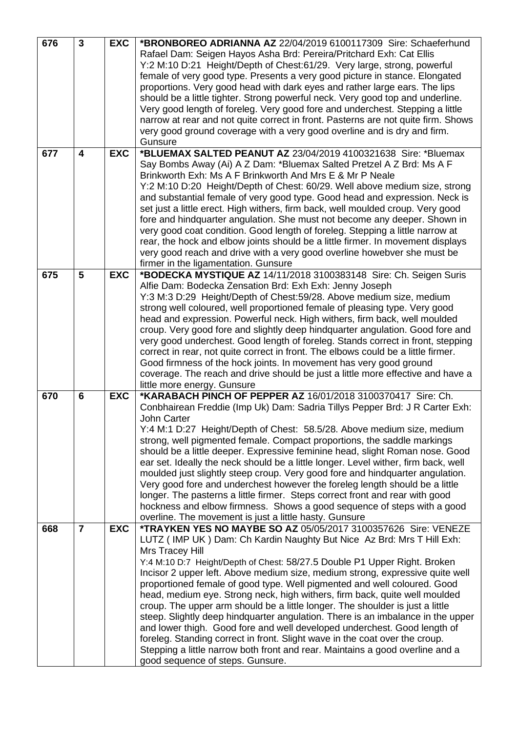| | | | |
|---|---|---|---|
| 676 | **3** | **EXC** | ***BRONBOREO ADRIANNA AZ** 22/04/2019 6100117309 Sire: Schaeferhund Rafael Dam: Seigen Hayos Asha Brd: Pereira/Pritchard Exh: Cat Ellis Y:2 M:10 D:21 Height/Depth of Chest:61/29. Very large, strong, powerful female of very good type. Presents a very good picture in stance. Elongated proportions. Very good head with dark eyes and rather large ears. The lips should be a little tighter. Strong powerful neck. Very good top and underline. Very good length of foreleg. Very good fore and underchest. Stepping a little narrow at rear and not quite correct in front. Pasterns are not quite firm. Shows very good ground coverage with a very good overline and is dry and firm. Gunsure |
| 677 | **4** | **EXC** | ***BLUEMAX SALTED PEANUT AZ** 23/04/2019 4100321638 Sire: *Bluemax Say Bombs Away (Ai) A Z Dam: *Bluemax Salted Pretzel A Z Brd: Ms A F Brinkworth Exh: Ms A F Brinkworth And Mrs E & Mr P Neale Y:2 M:10 D:20 Height/Depth of Chest: 60/29. Well above medium size, strong and substantial female of very good type. Good head and expression. Neck is set just a little erect. High withers, firm back, well moulded croup. Very good fore and hindquarter angulation. She must not become any deeper. Shown in very good coat condition. Good length of foreleg. Stepping a little narrow at rear, the hock and elbow joints should be a little firmer. In movement displays very good reach and drive with a very good overline howebver she must be firmer in the ligamentation. Gunsure |
| 675 | **5** | **EXC** | ***BODECKA MYSTIQUE AZ** 14/11/2018 3100383148 Sire: Ch. Seigen Suris Alfie Dam: Bodecka Zensation Brd: Exh Exh: Jenny Joseph Y:3 M:3 D:29 Height/Depth of Chest:59/28. Above medium size, medium strong well coloured, well proportioned female of pleasing type. Very good head and expression. Powerful neck. High withers, firm back, well moulded croup. Very good fore and slightly deep hindquarter angulation. Good fore and very good underchest. Good length of foreleg. Stands correct in front, stepping correct in rear, not quite correct in front. The elbows could be a little firmer. Good firmness of the hock joints. In movement has very good ground coverage. The reach and drive should be just a little more effective and have a little more energy. Gunsure |
| 670 | **6** | **EXC** | ***KARABACH PINCH OF PEPPER AZ** 16/01/2018 3100370417 Sire: Ch. Conbhairean Freddie (Imp Uk) Dam: Sadria Tillys Pepper Brd: J R Carter Exh: John Carter Y:4 M:1 D:27 Height/Depth of Chest: 58.5/28. Above medium size, medium strong, well pigmented female. Compact proportions, the saddle markings should be a little deeper. Expressive feminine head, slight Roman nose. Good ear set. Ideally the neck should be a little longer. Level wither, firm back, well moulded just slightly steep croup. Very good fore and hindquarter angulation. Very good fore and underchest however the foreleg length should be a little longer. The pasterns a little firmer. Steps correct front and rear with good hockness and elbow firmness. Shows a good sequence of steps with a good overline. The movement is just a little hasty. Gunsure |
| 668 | **7** | **EXC** | ***TRAYKEN YES NO MAYBE SO AZ** 05/05/2017 3100357626 Sire: VENEZE LUTZ ( IMP UK ) Dam: Ch Kardin Naughty But Nice Az Brd: Mrs T Hill Exh: Mrs Tracey Hill Y:4 M:10 D:7 Height/Depth of Chest: 58/27.5 Double P1 Upper Right. Broken Incisor 2 upper left. Above medium size, medium strong, expressive quite well proportioned female of good type. Well pigmented and well coloured. Good head, medium eye. Strong neck, high withers, firm back, quite well moulded croup. The upper arm should be a little longer. The shoulder is just a little steep. Slightly deep hindquarter angulation. There is an imbalance in the upper and lower thigh. Good fore and well developed underchest. Good length of foreleg. Standing correct in front. Slight wave in the coat over the croup. Stepping a little narrow both front and rear. Maintains a good overline and a good sequence of steps. Gunsure. |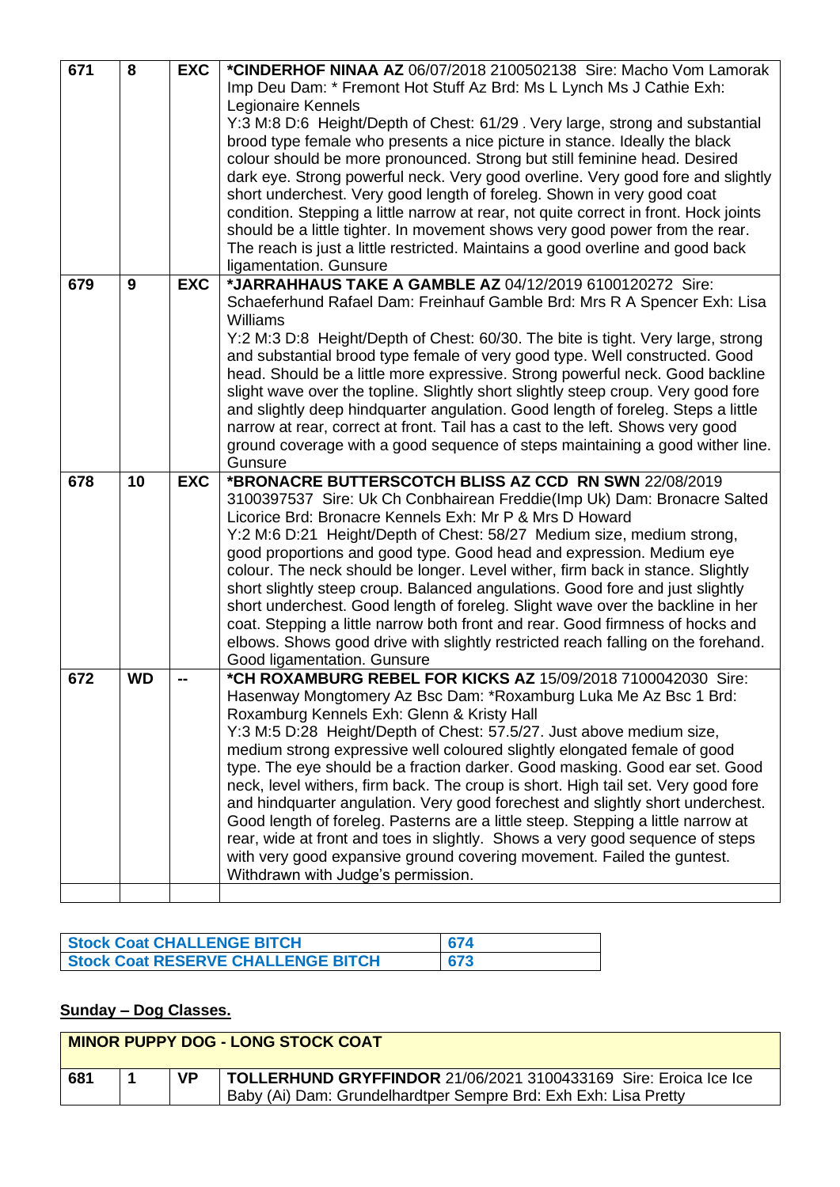| | | | |
|---|---|---|---|
| 671 | 8 | EXC | **\*CINDERHOF NINAA AZ** 06/07/2018 2100502138 Sire: Macho Vom Lamorak Imp Deu Dam: \* Fremont Hot Stuff Az Brd: Ms L Lynch Ms J Cathie Exh: Legionaire Kennels<br>Y:3 M:8 D:6 Height/Depth of Chest: 61/29 . Very large, strong and substantial brood type female who presents a nice picture in stance. Ideally the black colour should be more pronounced. Strong but still feminine head. Desired dark eye. Strong powerful neck. Very good overline. Very good fore and slightly short underchest. Very good length of foreleg. Shown in very good coat condition. Stepping a little narrow at rear, not quite correct in front. Hock joints should be a little tighter. In movement shows very good power from the rear. The reach is just a little restricted. Maintains a good overline and good back ligamentation. Gunsure |
| 679 | 9 | EXC | **\*JARRAHHAUS TAKE A GAMBLE AZ** 04/12/2019 6100120272 Sire: Schaeferhund Rafael Dam: Freinhauf Gamble Brd: Mrs R A Spencer Exh: Lisa Williams<br>Y:2 M:3 D:8 Height/Depth of Chest: 60/30. The bite is tight. Very large, strong and substantial brood type female of very good type. Well constructed. Good head. Should be a little more expressive. Strong powerful neck. Good backline slight wave over the topline. Slightly short slightly steep croup. Very good fore and slightly deep hindquarter angulation. Good length of foreleg. Steps a little narrow at rear, correct at front. Tail has a cast to the left. Shows very good ground coverage with a good sequence of steps maintaining a good wither line. Gunsure |
| 678 | 10 | EXC | **\*BRONACRE BUTTERSCOTCH BLISS AZ CCD RN SWN** 22/08/2019 3100397537 Sire: Uk Ch Conbhairean Freddie(Imp Uk) Dam: Bronacre Salted Licorice Brd: Bronacre Kennels Exh: Mr P & Mrs D Howard<br>Y:2 M:6 D:21 Height/Depth of Chest: 58/27 Medium size, medium strong, good proportions and good type. Good head and expression. Medium eye colour. The neck should be longer. Level wither, firm back in stance. Slightly short slightly steep croup. Balanced angulations. Good fore and just slightly short underchest. Good length of foreleg. Slight wave over the backline in her coat. Stepping a little narrow both front and rear. Good firmness of hocks and elbows. Shows good drive with slightly restricted reach falling on the forehand. Good ligamentation. Gunsure |
| 672 | WD | -- | **\*CH ROXAMBURG REBEL FOR KICKS AZ** 15/09/2018 7100042030 Sire: Hasenway Mongtomery Az Bsc Dam: \*Roxamburg Luka Me Az Bsc 1 Brd: Roxamburg Kennels Exh: Glenn & Kristy Hall<br>Y:3 M:5 D:28 Height/Depth of Chest: 57.5/27. Just above medium size, medium strong expressive well coloured slightly elongated female of good type. The eye should be a fraction darker. Good masking. Good ear set. Good neck, level withers, firm back. The croup is short. High tail set. Very good fore and hindquarter angulation. Very good forechest and slightly short underchest. Good length of foreleg. Pasterns are a little steep. Stepping a little narrow at rear, wide at front and toes in slightly. Shows a very good sequence of steps with very good expansive ground covering movement. Failed the guntest. Withdrawn with Judge's permission. |
| | | | |

| | |
|---|---|
| **Stock Coat CHALLENGE BITCH** | **674** |
| **Stock Coat RESERVE CHALLENGE BITCH** | **673** |

## Sunday – Dog Classes.

| **MINOR PUPPY DOG - LONG STOCK COAT** | | | |
|---|---|---|---|
| 681 | 1 | VP | **TOLLERHUND GRYFFINDOR** 21/06/2021 3100433169 Sire: Eroica Ice Ice Baby (Ai) Dam: Grundelhardtper Sempre Brd: Exh Exh: Lisa Pretty |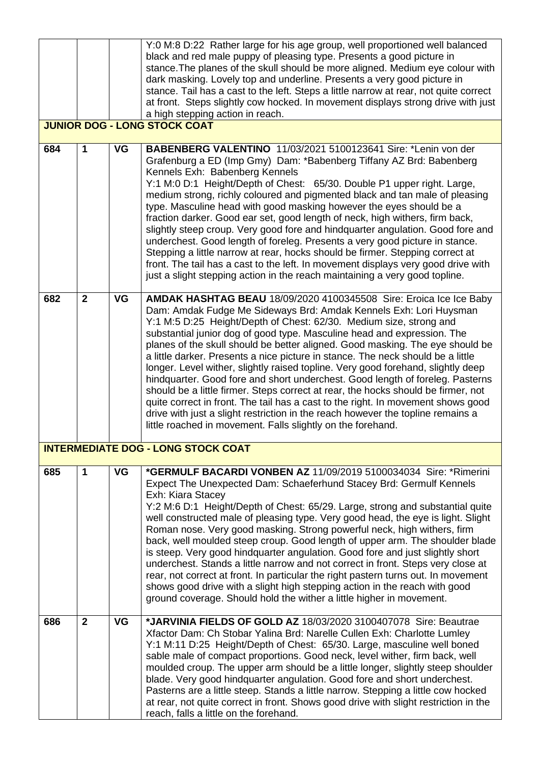| | | | |
|---|---|---|---|
| | | | Y:0 M:8 D:22 Rather large for his age group, well proportioned well balanced black and red male puppy of pleasing type. Presents a good picture in stance.The planes of the skull should be more aligned. Medium eye colour with dark masking. Lovely top and underline. Presents a very good picture in stance. Tail has a cast to the left. Steps a little narrow at rear, not quite correct at front. Steps slightly cow hocked. In movement displays strong drive with just a high stepping action in reach. |

**JUNIOR DOG - LONG STOCK COAT**

| | | | |
|---|---|---|---|
| 684 | 1 | VG | **BABENBERG VALENTINO** 11/03/2021 5100123641 Sire: *Lenin von der Grafenburg a ED (Imp Gmy) Dam: *Babenberg Tiffany AZ Brd: Babenberg Kennels Exh: Babenberg Kennels<br>Y:1 M:0 D:1 Height/Depth of Chest: 65/30. Double P1 upper right. Large, medium strong, richly coloured and pigmented black and tan male of pleasing type. Masculine head with good masking however the eyes should be a fraction darker. Good ear set, good length of neck, high withers, firm back, slightly steep croup. Very good fore and hindquarter angulation. Good fore and underchest. Good length of foreleg. Presents a very good picture in stance. Stepping a little narrow at rear, hocks should be firmer. Stepping correct at front. The tail has a cast to the left. In movement displays very good drive with just a slight stepping action in the reach maintaining a very good topline. |
| 682 | 2 | VG | **AMDAK HASHTAG BEAU** 18/09/2020 4100345508 Sire: Eroica Ice Ice Baby Dam: Amdak Fudge Me Sideways Brd: Amdak Kennels Exh: Lori Huysman<br>Y:1 M:5 D:25 Height/Depth of Chest: 62/30. Medium size, strong and substantial junior dog of good type. Masculine head and expression. The planes of the skull should be better aligned. Good masking. The eye should be a little darker. Presents a nice picture in stance. The neck should be a little longer. Level wither, slightly raised topline. Very good forehand, slightly deep hindquarter. Good fore and short underchest. Good length of foreleg. Pasterns should be a little firmer. Steps correct at rear, the hocks should be firmer, not quite correct in front. The tail has a cast to the right. In movement shows good drive with just a slight restriction in the reach however the topline remains a little roached in movement. Falls slightly on the forehand. |

**INTERMEDIATE DOG - LONG STOCK COAT**

| | | | |
|---|---|---|---|
| 685 | 1 | VG | ***GERMULF BACARDI VONBEN AZ** 11/09/2019 5100034034 Sire: *Rimerini Expect The Unexpected Dam: Schaeferhund Stacey Brd: Germulf Kennels Exh: Kiara Stacey<br>Y:2 M:6 D:1 Height/Depth of Chest: 65/29. Large, strong and substantial quite well constructed male of pleasing type. Very good head, the eye is light. Slight Roman nose. Very good masking. Strong powerful neck, high withers, firm back, well moulded steep croup. Good length of upper arm. The shoulder blade is steep. Very good hindquarter angulation. Good fore and just slightly short underchest. Stands a little narrow and not correct in front. Steps very close at rear, not correct at front. In particular the right pastern turns out. In movement shows good drive with a slight high stepping action in the reach with good ground coverage. Should hold the wither a little higher in movement. |
| 686 | 2 | VG | ***JARVINIA FIELDS OF GOLD AZ** 18/03/2020 3100407078 Sire: Beautrae Xfactor Dam: Ch Stobar Yalina Brd: Narelle Cullen Exh: Charlotte Lumley<br>Y:1 M:11 D:25 Height/Depth of Chest: 65/30. Large, masculine well boned sable male of compact proportions. Good neck, level wither, firm back, well moulded croup. The upper arm should be a little longer, slightly steep shoulder blade. Very good hindquarter angulation. Good fore and short underchest. Pasterns are a little steep. Stands a little narrow. Stepping a little cow hocked at rear, not quite correct in front. Shows good drive with slight restriction in the reach, falls a little on the forehand. |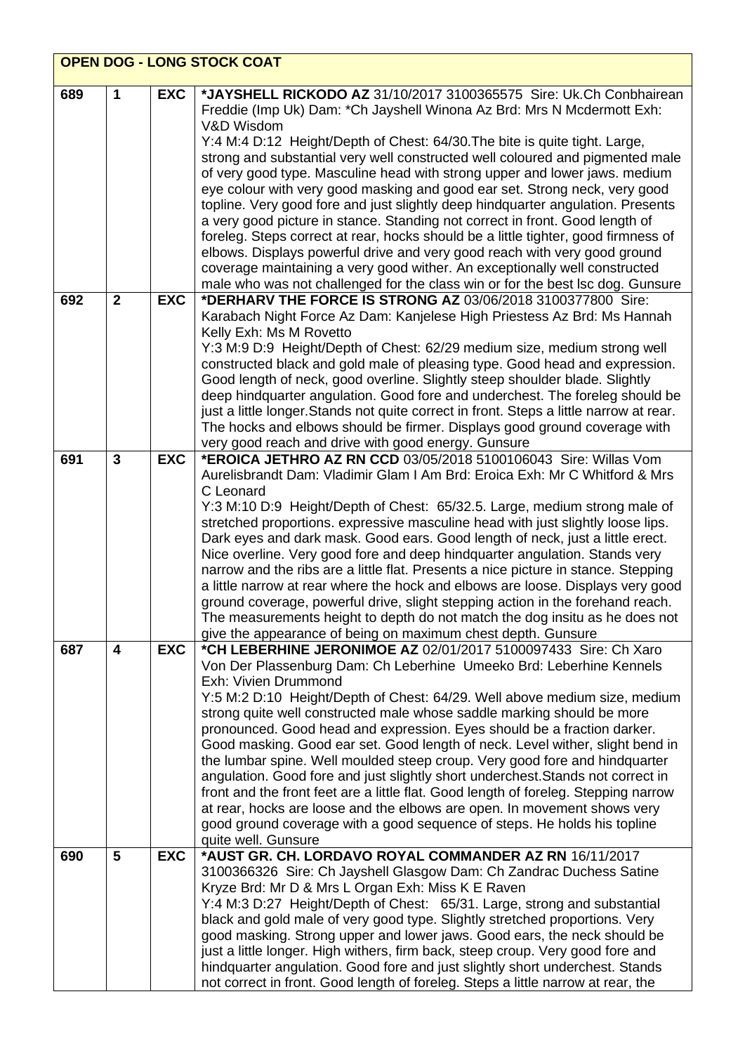| OPEN DOG - LONG STOCK COAT | | | |
|---|---|---|---|
| 689 | 1 | EXC | **\*JAYSHELL RICKODO AZ** 31/10/2017 3100365575 Sire: Uk.Ch Conbhairean Freddie (Imp Uk) Dam: \*Ch Jayshell Winona Az Brd: Mrs N Mcdermott Exh: V&D Wisdom<br>Y:4 M:4 D:12 Height/Depth of Chest: 64/30.The bite is quite tight. Large, strong and substantial very well constructed well coloured and pigmented male of very good type. Masculine head with strong upper and lower jaws. medium eye colour with very good masking and good ear set. Strong neck, very good topline. Very good fore and just slightly deep hindquarter angulation. Presents a very good picture in stance. Standing not correct in front. Good length of foreleg. Steps correct at rear, hocks should be a little tighter, good firmness of elbows. Displays powerful drive and very good reach with very good ground coverage maintaining a very good wither. An exceptionally well constructed male who was not challenged for the class win or for the best lsc dog. Gunsure |
| 692 | 2 | EXC | **\*DERHARV THE FORCE IS STRONG AZ** 03/06/2018 3100377800 Sire: Karabach Night Force Az Dam: Kanjelese High Priestess Az Brd: Ms Hannah Kelly Exh: Ms M Rovetto<br>Y:3 M:9 D:9 Height/Depth of Chest: 62/29 medium size, medium strong well constructed black and gold male of pleasing type. Good head and expression. Good length of neck, good overline. Slightly steep shoulder blade. Slightly deep hindquarter angulation. Good fore and deep underchest. The foreleg should be just a little longer.Stands not quite correct in front. Steps a little narrow at rear. The hocks and elbows should be firmer. Displays good ground coverage with very good reach and drive with good energy. Gunsure |
| 691 | 3 | EXC | **\*EROICA JETHRO AZ RN CCD** 03/05/2018 5100106043 Sire: Willas Vom Aurelisbrandt Dam: Vladimir Glam I Am Brd: Eroica Exh: Mr C Whitford & Mrs C Leonard<br>Y:3 M:10 D:9 Height/Depth of Chest: 65/32.5. Large, medium strong male of stretched proportions. expressive masculine head with just slightly loose lips. Dark eyes and dark mask. Good ears. Good length of neck, just a little erect. Nice overline. Very good fore and deep hindquarter angulation. Stands very narrow and the ribs are a little flat. Presents a nice picture in stance. Stepping a little narrow at rear where the hock and elbows are loose. Displays very good ground coverage, powerful drive, slight stepping action in the forehand reach. The measurements height to depth do not match the dog insitu as he does not give the appearance of being on maximum chest depth. Gunsure |
| 687 | 4 | EXC | **\*CH LEBERHINE JERONIMOE AZ** 02/01/2017 5100097433 Sire: Ch Xaro Von Der Plassenburg Dam: Ch Leberhine Umeeko Brd: Leberhine Kennels Exh: Vivien Drummond<br>Y:5 M:2 D:10 Height/Depth of Chest: 64/29. Well above medium size, medium strong quite well constructed male whose saddle marking should be more pronounced. Good head and expression. Eyes should be a fraction darker. Good masking. Good ear set. Good length of neck. Level wither, slight bend in the lumbar spine. Well moulded steep croup. Very good fore and hindquarter angulation. Good fore and just slightly short underchest.Stands not correct in front and the front feet are a little flat. Good length of foreleg. Stepping narrow at rear, hocks are loose and the elbows are open. In movement shows very good ground coverage with a good sequence of steps. He holds his topline quite well. Gunsure |
| 690 | 5 | EXC | **\*AUST GR. CH. LORDAVO ROYAL COMMANDER AZ RN** 16/11/2017 3100366326 Sire: Ch Jayshell Glasgow Dam: Ch Zandrac Duchess Satine Kryze Brd: Mr D & Mrs L Organ Exh: Miss K E Raven<br>Y:4 M:3 D:27 Height/Depth of Chest: 65/31. Large, strong and substantial black and gold male of very good type. Slightly stretched proportions. Very good masking. Strong upper and lower jaws. Good ears, the neck should be just a little longer. High withers, firm back, steep croup. Very good fore and hindquarter angulation. Good fore and just slightly short underchest. Stands not correct in front. Good length of foreleg. Steps a little narrow at rear, the |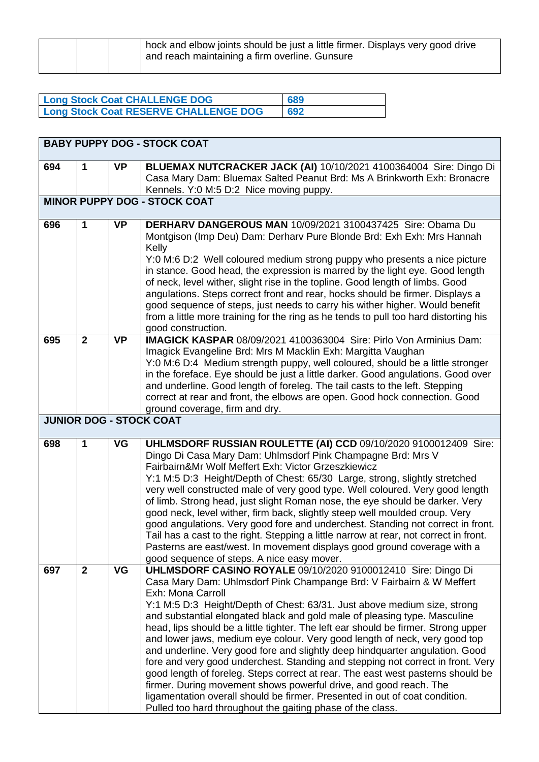| | | | hock and elbow joints should be just a little firmer. Displays very good drive and reach maintaining a firm overline. Gunsure |
|---|---|---|---|

| **Long Stock Coat CHALLENGE DOG** | **689** |
|---|---|
| **Long Stock Coat RESERVE CHALLENGE DOG** | **692** |

| **BABY PUPPY DOG - STOCK COAT** | | | |
|---|---|---|---|
| **694** | **1** | **VP** | **BLUEMAX NUTCRACKER JACK (AI)** 10/10/2021 4100364004 Sire: Dingo Di Casa Mary Dam: Bluemax Salted Peanut Brd: Ms A Brinkworth Exh: Bronacre Kennels. Y:0 M:5 D:2 Nice moving puppy. |
| **MINOR PUPPY DOG - STOCK COAT** | | | |
| **696** | **1** | **VP** | **DERHARV DANGEROUS MAN** 10/09/2021 3100437425 Sire: Obama Du Montgison (Imp Deu) Dam: Derharv Pure Blonde Brd: Exh Exh: Mrs Hannah Kelly<br>Y:0 M:6 D:2 Well coloured medium strong puppy who presents a nice picture in stance. Good head, the expression is marred by the light eye. Good length of neck, level wither, slight rise in the topline. Good length of limbs. Good angulations. Steps correct front and rear, hocks should be firmer. Displays a good sequence of steps, just needs to carry his wither higher. Would benefit from a little more training for the ring as he tends to pull too hard distorting his good construction. |
| **695** | **2** | **VP** | **IMAGICK KASPAR** 08/09/2021 4100363004 Sire: Pirlo Von Arminius Dam: Imagick Evangeline Brd: Mrs M Macklin Exh: Margitta Vaughan<br>Y:0 M:6 D:4 Medium strength puppy, well coloured, should be a little stronger in the foreface. Eye should be just a little darker. Good angulations. Good over and underline. Good length of foreleg. The tail casts to the left. Stepping correct at rear and front, the elbows are open. Good hock connection. Good ground coverage, firm and dry. |
| **JUNIOR DOG - STOCK COAT** | | | |
| **698** | **1** | **VG** | **UHLMSDORF RUSSIAN ROULETTE (AI) CCD** 09/10/2020 9100012409 Sire: Dingo Di Casa Mary Dam: Uhlmsdorf Pink Champagne Brd: Mrs V Fairbairn&Mr Wolf Meffert Exh: Victor Grzeszkiewicz<br>Y:1 M:5 D:3 Height/Depth of Chest: 65/30 Large, strong, slightly stretched very well constructed male of very good type. Well coloured. Very good length of limb. Strong head, just slight Roman nose, the eye should be darker. Very good neck, level wither, firm back, slightly steep well moulded croup. Very good angulations. Very good fore and underchest. Standing not correct in front. Tail has a cast to the right. Stepping a little narrow at rear, not correct in front. Pasterns are east/west. In movement displays good ground coverage with a good sequence of steps. A nice easy mover. |
| **697** | **2** | **VG** | **UHLMSDORF CASINO ROYALE** 09/10/2020 9100012410 Sire: Dingo Di Casa Mary Dam: Uhlmsdorf Pink Champange Brd: V Fairbairn & W Meffert Exh: Mona Carroll<br>Y:1 M:5 D:3 Height/Depth of Chest: 63/31. Just above medium size, strong and substantial elongated black and gold male of pleasing type. Masculine head, lips should be a little tighter. The left ear should be firmer. Strong upper and lower jaws, medium eye colour. Very good length of neck, very good top and underline. Very good fore and slightly deep hindquarter angulation. Good fore and very good underchest. Standing and stepping not correct in front. Very good length of foreleg. Steps correct at rear. The east west pasterns should be firmer. During movement shows powerful drive, and good reach. The ligamentation overall should be firmer. Presented in out of coat condition. Pulled too hard throughout the gaiting phase of the class. |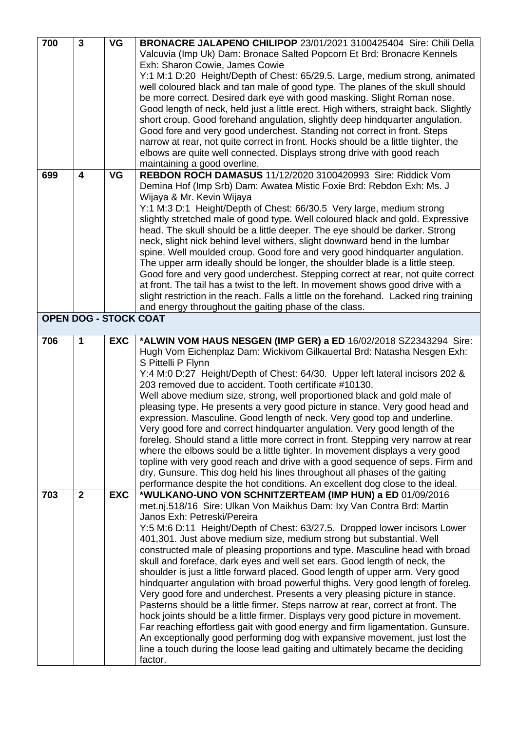| | | | |
|---|---|---|---|
| 700 | 3 | VG | **BRONACRE JALAPENO CHILIPOP** 23/01/2021 3100425404 Sire: Chili Della Valcuvia (Imp Uk) Dam: Bronace Salted Popcorn Et Brd: Bronacre Kennels Exh: Sharon Cowie, James Cowie<br>Y:1 M:1 D:20 Height/Depth of Chest: 65/29.5. Large, medium strong, animated well coloured black and tan male of good type. The planes of the skull should be more correct. Desired dark eye with good masking. Slight Roman nose. Good length of neck, held just a little erect. High withers, straight back. Slightly short croup. Good forehand angulation, slightly deep hindquarter angulation. Good fore and very good underchest. Standing not correct in front. Steps narrow at rear, not quite correct in front. Hocks should be a little tiighter, the elbows are quite well connected. Displays strong drive with good reach maintaining a good overline. |
| 699 | 4 | VG | **REBDON ROCH DAMASUS** 11/12/2020 3100420993 Sire: Riddick Vom Demina Hof (Imp Srb) Dam: Awatea Mistic Foxie Brd: Rebdon Exh: Ms. J Wijaya & Mr. Kevin Wijaya<br>Y:1 M:3 D:1 Height/Depth of Chest: 66/30.5 Very large, medium strong slightly stretched male of good type. Well coloured black and gold. Expressive head. The skull should be a little deeper. The eye should be darker. Strong neck, slight nick behind level withers, slight downward bend in the lumbar spine. Well moulded croup. Good fore and very good hindquarter angulation. The upper arm ideally should be longer, the shoulder blade is a little steep. Good fore and very good underchest. Stepping correct at rear, not quite correct at front. The tail has a twist to the left. In movement shows good drive with a slight restriction in the reach. Falls a little on the forehand. Lacked ring training and energy throughout the gaiting phase of the class. |
| **OPEN DOG - STOCK COAT** | | | |
| 706 | 1 | EXC | **\*ALWIN VOM HAUS NESGEN (IMP GER) a ED** 16/02/2018 SZ2343294 Sire: Hugh Vom Eichenplaz Dam: Wickivom Gilkauertal Brd: Natasha Nesgen Exh: S Pittelli P Flynn<br>Y:4 M:0 D:27 Height/Depth of Chest: 64/30. Upper left lateral incisors 202 & 203 removed due to accident. Tooth certificate #10130.<br>Well above medium size, strong, well proportioned black and gold male of pleasing type. He presents a very good picture in stance. Very good head and expression. Masculine. Good length of neck. Very good top and underline. Very good fore and correct hindquarter angulation. Very good length of the foreleg. Should stand a little more correct in front. Stepping very narrow at rear where the elbows sould be a little tighter. In movement displays a very good topline with very good reach and drive with a good sequence of seps. Firm and dry. Gunsure. This dog held his lines throughout all phases of the gaiting performance despite the hot conditions. An excellent dog close to the ideal. |
| 703 | 2 | EXC | **\*WULKANO-UNO VON SCHNITZERTEAM (IMP HUN) a ED** 01/09/2016 met.nj.518/16 Sire: Ulkan Von Maikhus Dam: Ixy Van Contra Brd: Martin Janos Exh: Petreski/Pereira<br>Y:5 M:6 D:11 Height/Depth of Chest: 63/27.5. Dropped lower incisors Lower 401,301. Just above medium size, medium strong but substantial. Well constructed male of pleasing proportions and type. Masculine head with broad skull and foreface, dark eyes and well set ears. Good length of neck, the shoulder is just a little forward placed. Good length of upper arm. Very good hindquarter angulation with broad powerful thighs. Very good length of foreleg. Very good fore and underchest. Presents a very pleasing picture in stance. Pasterns should be a little firmer. Steps narrow at rear, correct at front. The hock joints should be a little firmer. Displays very good picture in movement. Far reaching effortless gait with good energy and firm ligamentation. Gunsure. An exceptionally good performing dog with expansive movement, just lost the line a touch during the loose lead gaiting and ultimately became the deciding factor. |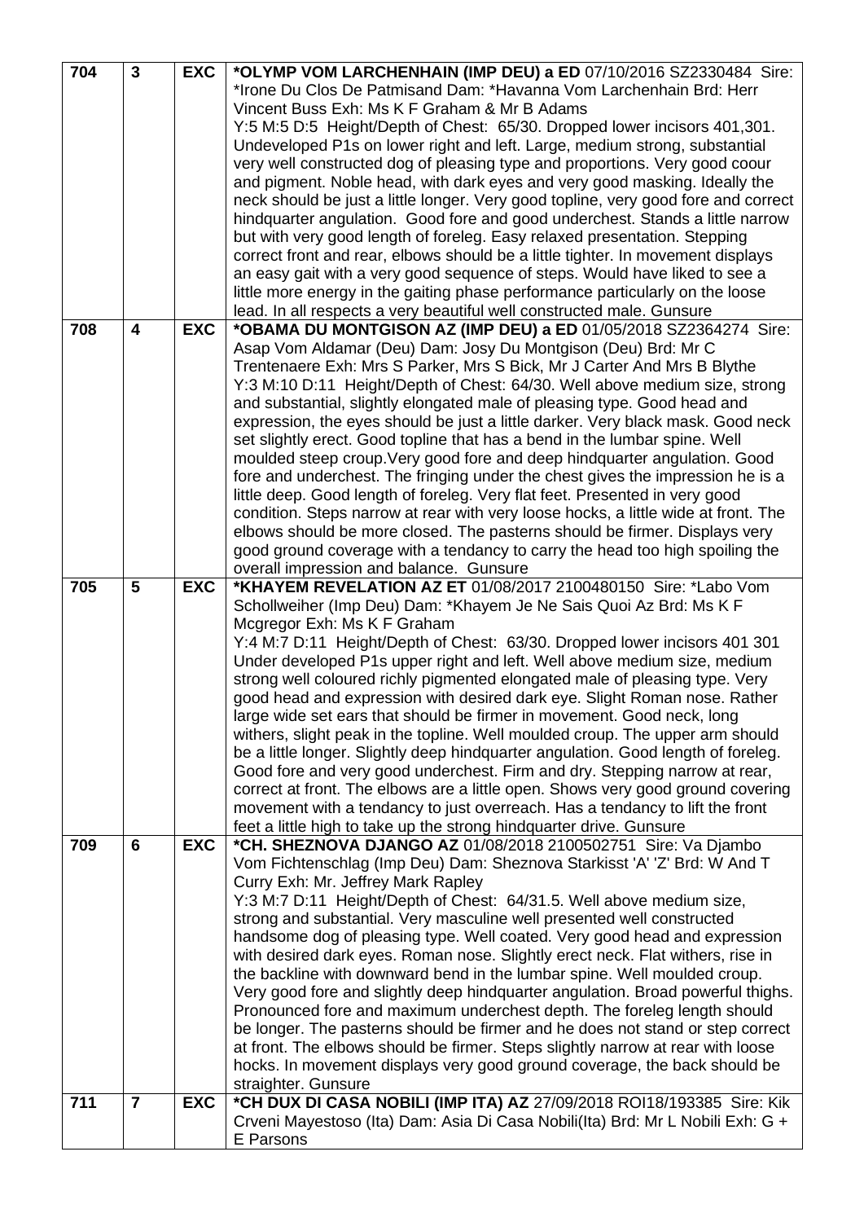| | | | |
|---|---|---|---|
| 704 | 3 | EXC | **\*OLYMP VOM LARCHENHAIN (IMP DEU) a ED** 07/10/2016 SZ2330484 Sire: \*Irone Du Clos De Patmisand Dam: \*Havanna Vom Larchenhain Brd: Herr Vincent Buss Exh: Ms K F Graham & Mr B Adams<br>Y:5 M:5 D:5 Height/Depth of Chest: 65/30. Dropped lower incisors 401,301. Undeveloped P1s on lower right and left. Large, medium strong, substantial very well constructed dog of pleasing type and proportions. Very good coour and pigment. Noble head, with dark eyes and very good masking. Ideally the neck should be just a little longer. Very good topline, very good fore and correct hindquarter angulation. Good fore and good underchest. Stands a little narrow but with very good length of foreleg. Easy relaxed presentation. Stepping correct front and rear, elbows should be a little tighter. In movement displays an easy gait with a very good sequence of steps. Would have liked to see a little more energy in the gaiting phase performance particularly on the loose lead. In all respects a very beautiful well constructed male. Gunsure |
| 708 | 4 | EXC | **\*OBAMA DU MONTGISON AZ (IMP DEU) a ED** 01/05/2018 SZ2364274 Sire: Asap Vom Aldamar (Deu) Dam: Josy Du Montgison (Deu) Brd: Mr C Trentenaere Exh: Mrs S Parker, Mrs S Bick, Mr J Carter And Mrs B Blythe<br>Y:3 M:10 D:11 Height/Depth of Chest: 64/30. Well above medium size, strong and substantial, slightly elongated male of pleasing type. Good head and expression, the eyes should be just a little darker. Very black mask. Good neck set slightly erect. Good topline that has a bend in the lumbar spine. Well moulded steep croup.Very good fore and deep hindquarter angulation. Good fore and underchest. The fringing under the chest gives the impression he is a little deep. Good length of foreleg. Very flat feet. Presented in very good condition. Steps narrow at rear with very loose hocks, a little wide at front. The elbows should be more closed. The pasterns should be firmer. Displays very good ground coverage with a tendancy to carry the head too high spoiling the overall impression and balance. Gunsure |
| 705 | 5 | EXC | **\*KHAYEM REVELATION AZ ET** 01/08/2017 2100480150 Sire: \*Labo Vom Schollweiher (Imp Deu) Dam: \*Khayem Je Ne Sais Quoi Az Brd: Ms K F Mcgregor Exh: Ms K F Graham<br>Y:4 M:7 D:11 Height/Depth of Chest: 63/30. Dropped lower incisors 401 301 Under developed P1s upper right and left. Well above medium size, medium strong well coloured richly pigmented elongated male of pleasing type. Very good head and expression with desired dark eye. Slight Roman nose. Rather large wide set ears that should be firmer in movement. Good neck, long withers, slight peak in the topline. Well moulded croup. The upper arm should be a little longer. Slightly deep hindquarter angulation. Good length of foreleg. Good fore and very good underchest. Firm and dry. Stepping narrow at rear, correct at front. The elbows are a little open. Shows very good ground covering movement with a tendancy to just overreach. Has a tendancy to lift the front feet a little high to take up the strong hindquarter drive. Gunsure |
| 709 | 6 | EXC | **\*CH. SHEZNOVA DJANGO AZ** 01/08/2018 2100502751 Sire: Va Djambo Vom Fichtenschlag (Imp Deu) Dam: Sheznova Starkisst 'A' 'Z' Brd: W And T Curry Exh: Mr. Jeffrey Mark Rapley<br>Y:3 M:7 D:11 Height/Depth of Chest: 64/31.5. Well above medium size, strong and substantial. Very masculine well presented well constructed handsome dog of pleasing type. Well coated. Very good head and expression with desired dark eyes. Roman nose. Slightly erect neck. Flat withers, rise in the backline with downward bend in the lumbar spine. Well moulded croup. Very good fore and slightly deep hindquarter angulation. Broad powerful thighs. Pronounced fore and maximum underchest depth. The foreleg length should be longer. The pasterns should be firmer and he does not stand or step correct at front. The elbows should be firmer. Steps slightly narrow at rear with loose hocks. In movement displays very good ground coverage, the back should be straighter. Gunsure |
| 711 | 7 | EXC | **\*CH DUX DI CASA NOBILI (IMP ITA) AZ** 27/09/2018 ROI18/193385 Sire: Kik Crveni Mayestoso (Ita) Dam: Asia Di Casa Nobili(Ita) Brd: Mr L Nobili Exh: G + E Parsons |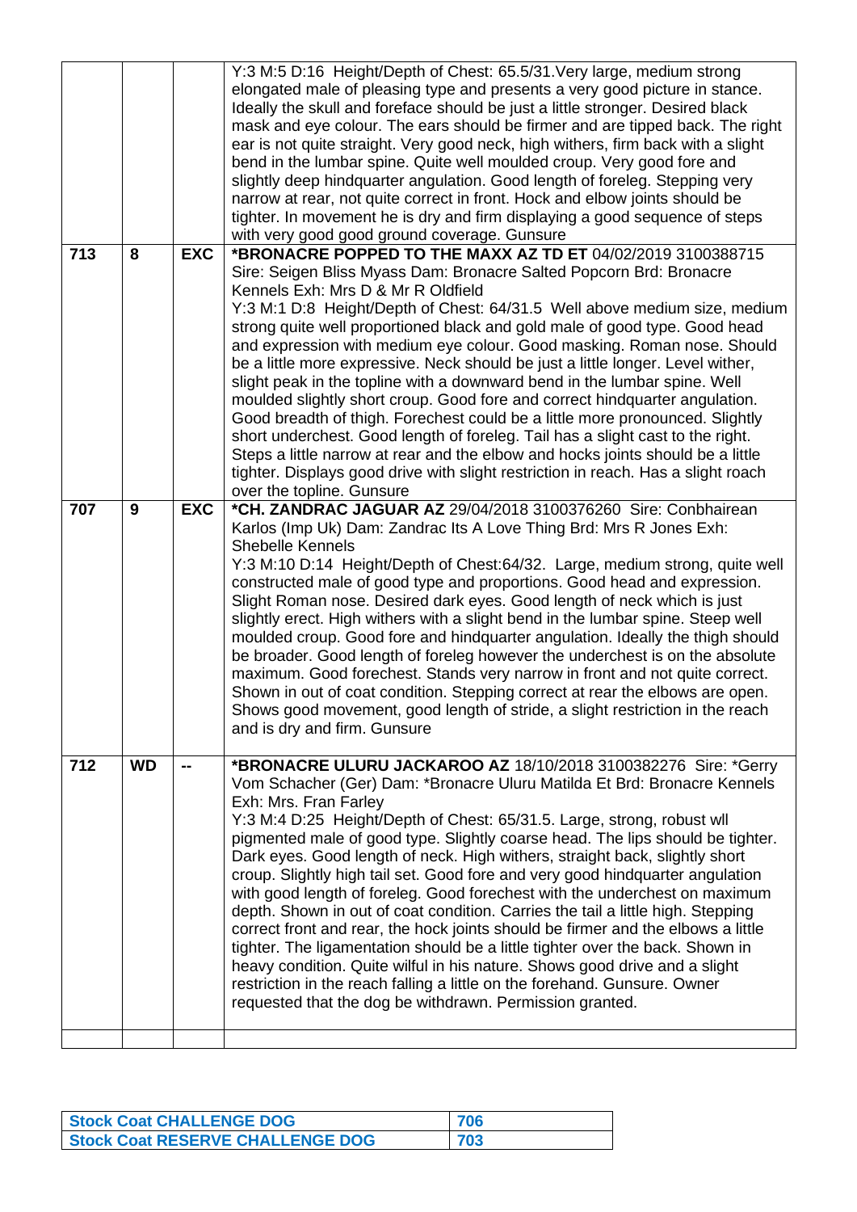| | | | |
|---|---|---|---|
| | | | Y:3 M:5 D:16 Height/Depth of Chest: 65.5/31.Very large, medium strong elongated male of pleasing type and presents a very good picture in stance. Ideally the skull and foreface should be just a little stronger. Desired black mask and eye colour. The ears should be firmer and are tipped back. The right ear is not quite straight. Very good neck, high withers, firm back with a slight bend in the lumbar spine. Quite well moulded croup. Very good fore and slightly deep hindquarter angulation. Good length of foreleg. Stepping very narrow at rear, not quite correct in front. Hock and elbow joints should be tighter. In movement he is dry and firm displaying a good sequence of steps with very good good ground coverage. Gunsure |
| 713 | 8 | EXC | **\*BRONACRE POPPED TO THE MAXX AZ TD ET** 04/02/2019 3100388715 Sire: Seigen Bliss Myass Dam: Bronacre Salted Popcorn Brd: Bronacre Kennels Exh: Mrs D & Mr R Oldfield<br>Y:3 M:1 D:8 Height/Depth of Chest: 64/31.5 Well above medium size, medium strong quite well proportioned black and gold male of good type. Good head and expression with medium eye colour. Good masking. Roman nose. Should be a little more expressive. Neck should be just a little longer. Level wither, slight peak in the topline with a downward bend in the lumbar spine. Well moulded slightly short croup. Good fore and correct hindquarter angulation. Good breadth of thigh. Forechest could be a little more pronounced. Slightly short underchest. Good length of foreleg. Tail has a slight cast to the right. Steps a little narrow at rear and the elbow and hocks joints should be a little tighter. Displays good drive with slight restriction in reach. Has a slight roach over the topline. Gunsure |
| 707 | 9 | EXC | **\*CH. ZANDRAC JAGUAR AZ** 29/04/2018 3100376260 Sire: Conbhairean Karlos (Imp Uk) Dam: Zandrac Its A Love Thing Brd: Mrs R Jones Exh: Shebelle Kennels<br>Y:3 M:10 D:14 Height/Depth of Chest:64/32. Large, medium strong, quite well constructed male of good type and proportions. Good head and expression. Slight Roman nose. Desired dark eyes. Good length of neck which is just slightly erect. High withers with a slight bend in the lumbar spine. Steep well moulded croup. Good fore and hindquarter angulation. Ideally the thigh should be broader. Good length of foreleg however the underchest is on the absolute maximum. Good forechest. Stands very narrow in front and not quite correct. Shown in out of coat condition. Stepping correct at rear the elbows are open. Shows good movement, good length of stride, a slight restriction in the reach and is dry and firm. Gunsure |
| 712 | WD | -- | **\*BRONACRE ULURU JACKAROO AZ** 18/10/2018 3100382276 Sire: \*Gerry Vom Schacher (Ger) Dam: \*Bronacre Uluru Matilda Et Brd: Bronacre Kennels Exh: Mrs. Fran Farley<br>Y:3 M:4 D:25 Height/Depth of Chest: 65/31.5. Large, strong, robust wll pigmented male of good type. Slightly coarse head. The lips should be tighter. Dark eyes. Good length of neck. High withers, straight back, slightly short croup. Slightly high tail set. Good fore and very good hindquarter angulation with good length of foreleg. Good forechest with the underchest on maximum depth. Shown in out of coat condition. Carries the tail a little high. Stepping correct front and rear, the hock joints should be firmer and the elbows a little tighter. The ligamentation should be a little tighter over the back. Shown in heavy condition. Quite wilful in his nature. Shows good drive and a slight restriction in the reach falling a little on the forehand. Gunsure. Owner requested that the dog be withdrawn. Permission granted. |
| | | | |

| | |
|---|---|
| **Stock Coat CHALLENGE DOG** | **706** |
| **Stock Coat RESERVE CHALLENGE DOG** | **703** |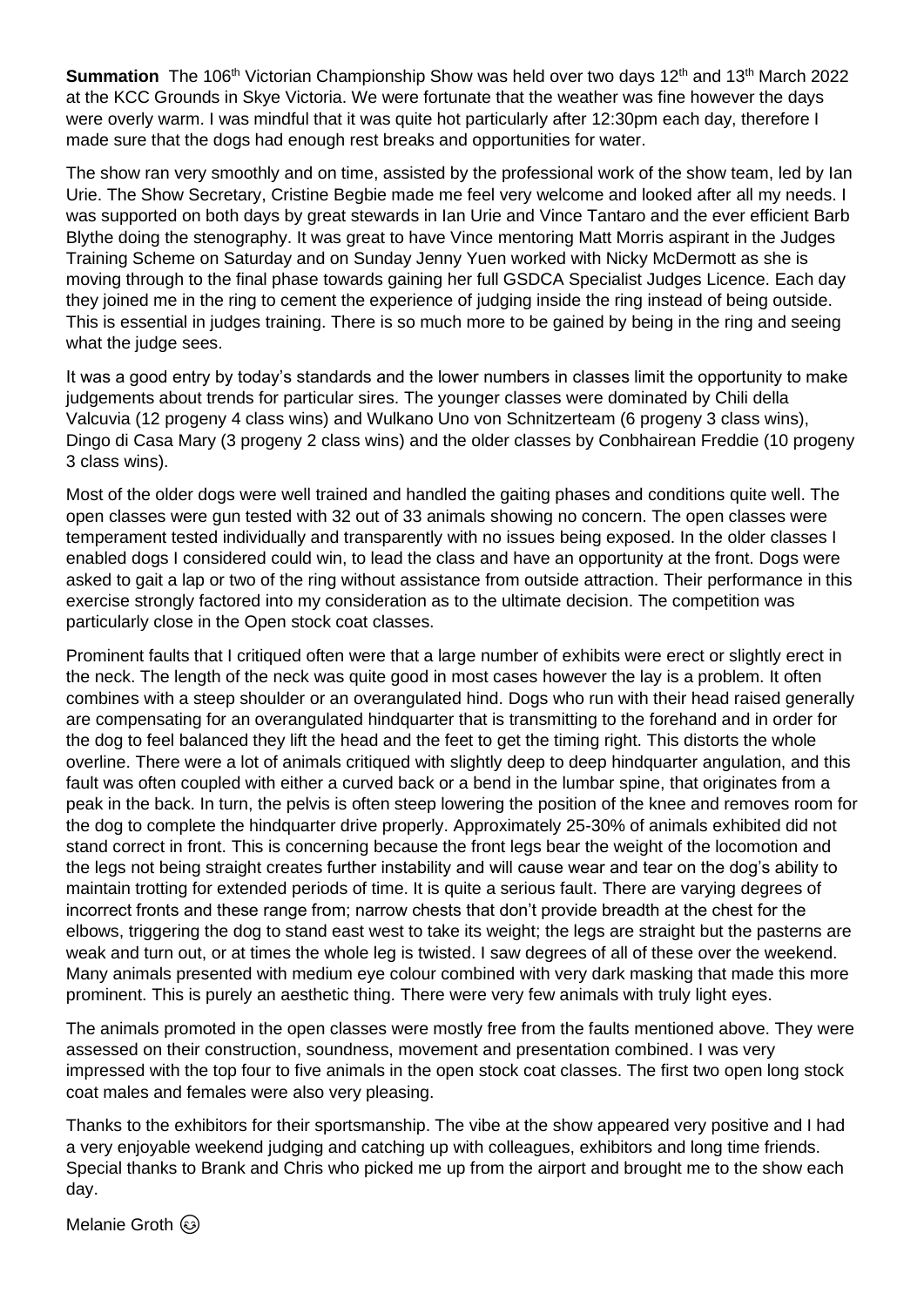**Summation** The 106th Victorian Championship Show was held over two days 12th and 13th March 2022 at the KCC Grounds in Skye Victoria. We were fortunate that the weather was fine however the days were overly warm. I was mindful that it was quite hot particularly after 12:30pm each day, therefore I made sure that the dogs had enough rest breaks and opportunities for water.

The show ran very smoothly and on time, assisted by the professional work of the show team, led by Ian Urie. The Show Secretary, Cristine Begbie made me feel very welcome and looked after all my needs. I was supported on both days by great stewards in Ian Urie and Vince Tantaro and the ever efficient Barb Blythe doing the stenography. It was great to have Vince mentoring Matt Morris aspirant in the Judges Training Scheme on Saturday and on Sunday Jenny Yuen worked with Nicky McDermott as she is moving through to the final phase towards gaining her full GSDCA Specialist Judges Licence. Each day they joined me in the ring to cement the experience of judging inside the ring instead of being outside. This is essential in judges training. There is so much more to be gained by being in the ring and seeing what the judge sees.

It was a good entry by today's standards and the lower numbers in classes limit the opportunity to make judgements about trends for particular sires. The younger classes were dominated by Chili della Valcuvia (12 progeny 4 class wins) and Wulkano Uno von Schnitzerteam (6 progeny 3 class wins), Dingo di Casa Mary (3 progeny 2 class wins) and the older classes by Conbhairean Freddie (10 progeny 3 class wins).

Most of the older dogs were well trained and handled the gaiting phases and conditions quite well. The open classes were gun tested with 32 out of 33 animals showing no concern. The open classes were temperament tested individually and transparently with no issues being exposed. In the older classes I enabled dogs I considered could win, to lead the class and have an opportunity at the front. Dogs were asked to gait a lap or two of the ring without assistance from outside attraction. Their performance in this exercise strongly factored into my consideration as to the ultimate decision. The competition was particularly close in the Open stock coat classes.

Prominent faults that I critiqued often were that a large number of exhibits were erect or slightly erect in the neck. The length of the neck was quite good in most cases however the lay is a problem. It often combines with a steep shoulder or an overangulated hind. Dogs who run with their head raised generally are compensating for an overangulated hindquarter that is transmitting to the forehand and in order for the dog to feel balanced they lift the head and the feet to get the timing right. This distorts the whole overline. There were a lot of animals critiqued with slightly deep to deep hindquarter angulation, and this fault was often coupled with either a curved back or a bend in the lumbar spine, that originates from a peak in the back. In turn, the pelvis is often steep lowering the position of the knee and removes room for the dog to complete the hindquarter drive properly. Approximately 25-30% of animals exhibited did not stand correct in front. This is concerning because the front legs bear the weight of the locomotion and the legs not being straight creates further instability and will cause wear and tear on the dog's ability to maintain trotting for extended periods of time. It is quite a serious fault. There are varying degrees of incorrect fronts and these range from; narrow chests that don't provide breadth at the chest for the elbows, triggering the dog to stand east west to take its weight; the legs are straight but the pasterns are weak and turn out, or at times the whole leg is twisted. I saw degrees of all of these over the weekend. Many animals presented with medium eye colour combined with very dark masking that made this more prominent. This is purely an aesthetic thing. There were very few animals with truly light eyes.

The animals promoted in the open classes were mostly free from the faults mentioned above. They were assessed on their construction, soundness, movement and presentation combined. I was very impressed with the top four to five animals in the open stock coat classes. The first two open long stock coat males and females were also very pleasing.

Thanks to the exhibitors for their sportsmanship. The vibe at the show appeared very positive and I had a very enjoyable weekend judging and catching up with colleagues, exhibitors and long time friends. Special thanks to Brank and Chris who picked me up from the airport and brought me to the show each day.

Melanie Groth 😉